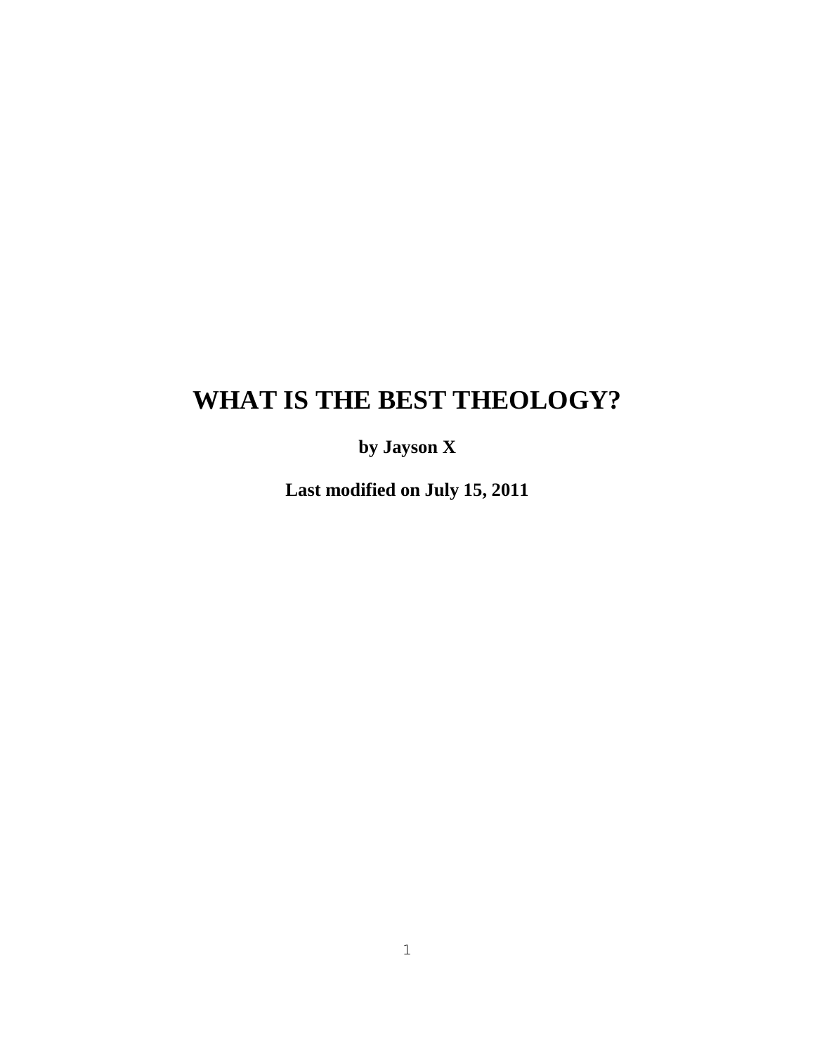# WHAT IS THE BEST THEOLOGY?

**by Jayson X**

**Last modified on July 15, 2011**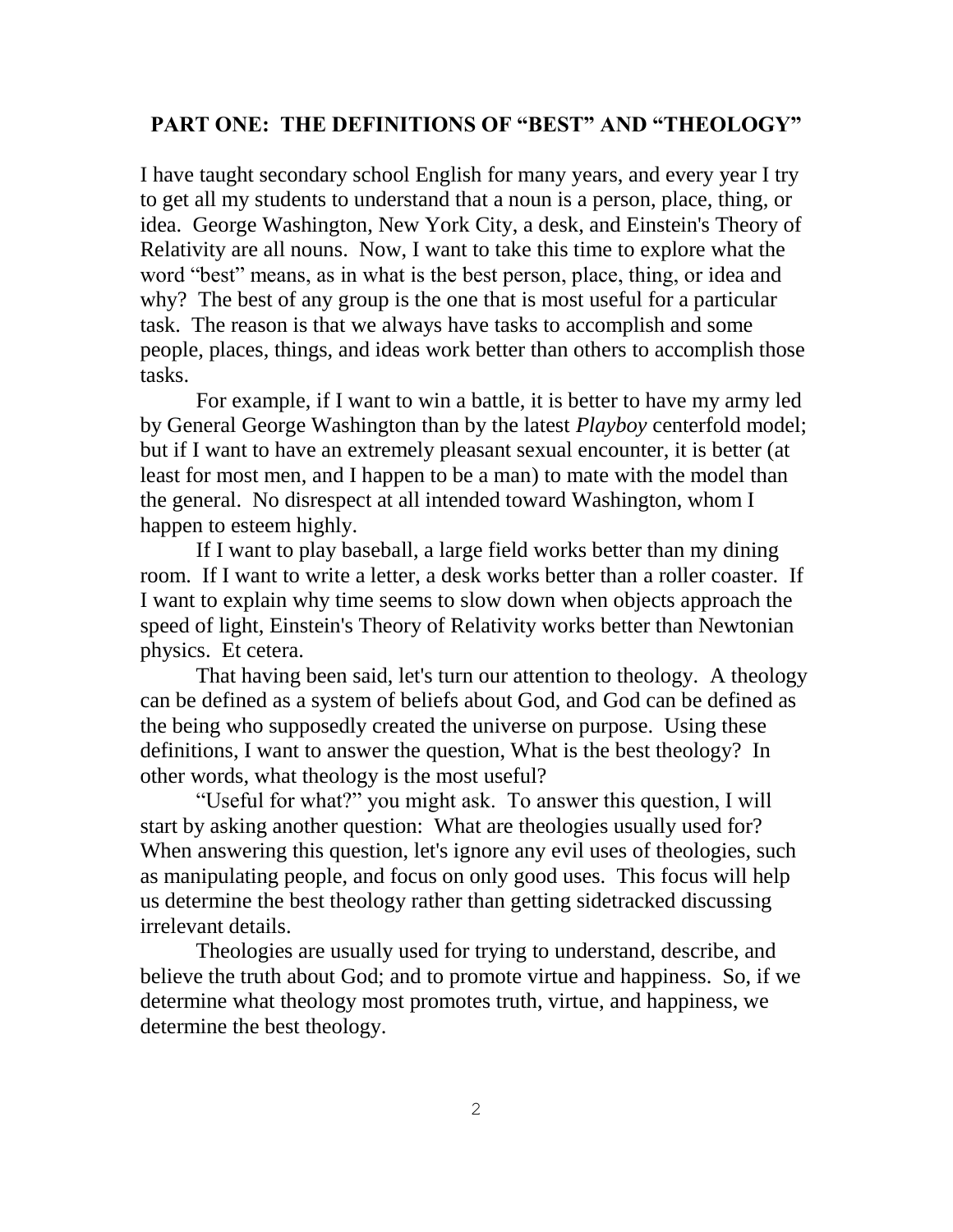## PART ONE: THE DEFINITIONS OF "BEST" AND "THEOLOGY"

I have taught secondary school English for many years, and every year I try to get all my students to understand that a noun is a person, place, thing, or idea. George Washington, New York City, a desk, and Einstein's Theory of Relativity are all nouns. Now, I want to take this time to explore what the word "best" means, as in what is the best person, place, thing, or idea and why? The best of any group is the one that is most useful for a particular task. The reason is that we always have tasks to accomplish and some people, places, things, and ideas work better than others to accomplish those tasks.

For example, if I want to win a battle, it is better to have my army led by General George Washington than by the latest *Playboy* centerfold model; but if I want to have an extremely pleasant sexual encounter, it is better (at least for most men, and I happen to be a man) to mate with the model than the general. No disrespect at all intended toward Washington, whom I happen to esteem highly.

If I want to play baseball, a large field works better than my dining room. If I want to write a letter, a desk works better than a roller coaster. If I want to explain why time seems to slow down when objects approach the speed of light, Einstein's Theory of Relativity works better than Newtonian physics. Et cetera.

That having been said, let's turn our attention to theology. A theology can be defined as a system of beliefs about God, and God can be defined as the being who supposedly created the universe on purpose. Using these definitions, I want to answer the question, What is the best theology? In other words, what theology is the most useful?

"Useful for what?" you might ask. To answer this question, I will start by asking another question: What are theologies usually used for? When answering this question, let's ignore any evil uses of theologies, such as manipulating people, and focus on only good uses. This focus will help us determine the best theology rather than getting sidetracked discussing irrelevant details.

Theologies are usually used for trying to understand, describe, and believe the truth about God; and to promote virtue and happiness. So, if we determine what theology most promotes truth, virtue, and happiness, we determine the best theology.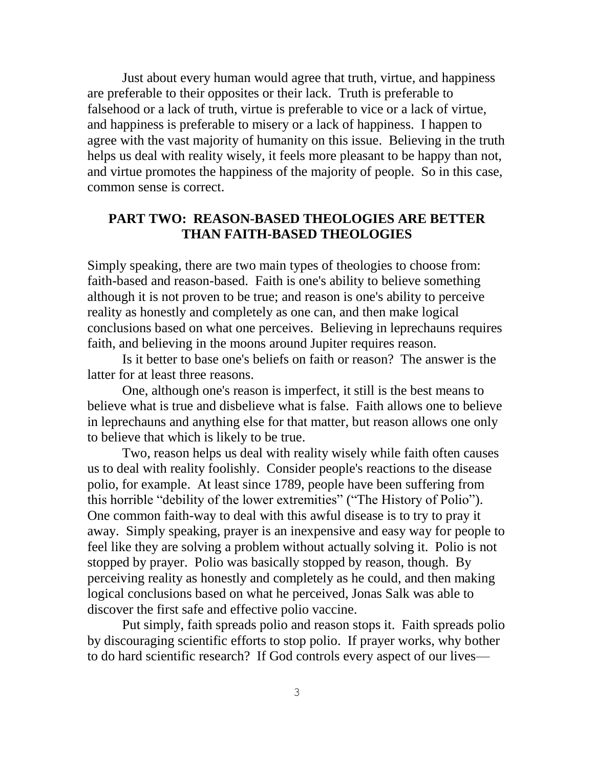Just about every human would agree that truth, virtue, and happiness are preferable to their opposites or their lack. Truth is preferable to falsehood or a lack of truth, virtue is preferable to vice or a lack of virtue, and happiness is preferable to misery or a lack of happiness. I happen to agree with the vast majority of humanity on this issue. Believing in the truth helps us deal with reality wisely, it feels more pleasant to be happy than not, and virtue promotes the happiness of the majority of people. So in this case, common sense is correct.

## PART TWO: REASON-BASED THEOLOGIES ARE BETTER THAN FAITH-BASED THEOLOGIES

Simply speaking, there are two main types of theologies to choose from: faith-based and reason-based. Faith is one's ability to believe something although it is not proven to be true; and reason is one's ability to perceive reality as honestly and completely as one can, and then make logical conclusions based on what one perceives. Believing in leprechauns requires faith, and believing in the moons around Jupiter requires reason.

Is it better to base one's beliefs on faith or reason? The answer is the latter for at least three reasons.

One, although one's reason is imperfect, it still is the best means to believe what is true and disbelieve what is false. Faith allows one to believe in leprechauns and anything else for that matter, but reason allows one only to believe that which is likely to be true.

Two, reason helps us deal with reality wisely while faith often causes us to deal with reality foolishly. Consider people's reactions to the disease polio, for example. At least since 1789, people have been suffering from this horrible "debility of the lower extremities" ("The History of Polio"). One common faith-way to deal with this awful disease is to try to pray it away. Simply speaking, prayer is an inexpensive and easy way for people to feel like they are solving a problem without actually solving it. Polio is not stopped by prayer. Polio was basically stopped by reason, though. By perceiving reality as honestly and completely as he could, and then making logical conclusions based on what he perceived, Jonas Salk was able to discover the first safe and effective polio vaccine.

Put simply, faith spreads polio and reason stops it. Faith spreads polio by discouraging scientific efforts to stop polio. If prayer works, why bother to do hard scientific research? If God controls every aspect of our lives—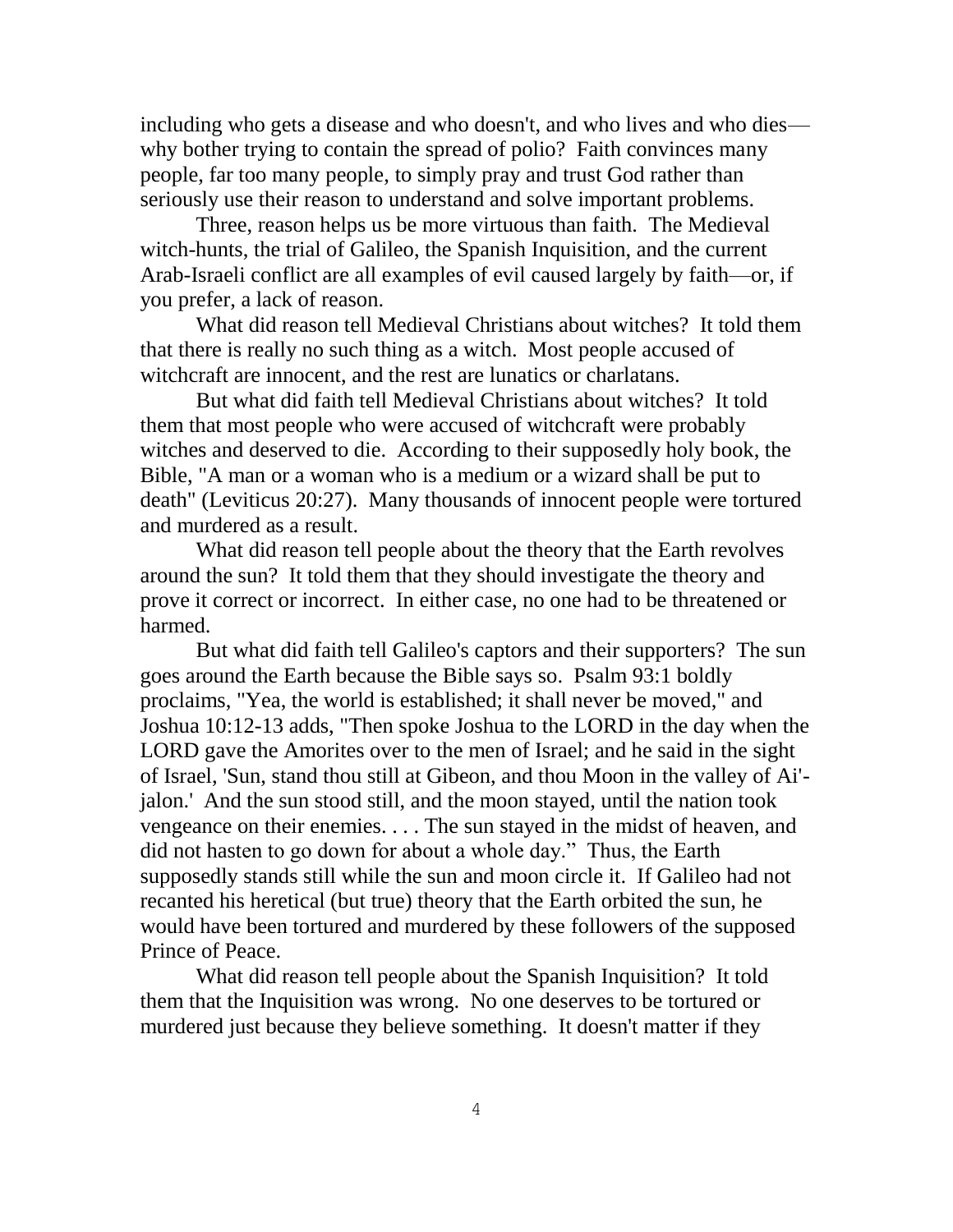including who gets a disease and who doesn't, and who lives and who dies—why bother trying to contain the spread of polio? Faith convinces many people, far too many people, to simply pray and trust God rather than seriously use their reason to understand and solve important problems.

Three, reason helps us be more virtuous than faith. The Medieval witch-hunts, the trial of Galileo, the Spanish Inquisition, and the current Arab-Israeli conflict are all examples of evil caused largely by faith—or, if you prefer, a lack of reason.

What did reason tell Medieval Christians about witches? It told them that there is really no such thing as a witch. Most people accused of witchcraft are innocent, and the rest are lunatics or charlatans.

But what did faith tell Medieval Christians about witches? It told them that most people who were accused of witchcraft were probably witches and deserved to die. According to their supposedly holy book, the Bible, "A man or a woman who is a medium or a wizard shall be put to death" (Leviticus 20:27). Many thousands of innocent people were tortured and murdered as a result.

What did reason tell people about the theory that the Earth revolves around the sun? It told them that they should investigate the theory and prove it correct or incorrect. In either case, no one had to be threatened or harmed.

But what did faith tell Galileo's captors and their supporters? The sun goes around the Earth because the Bible says so. Psalm 93:1 boldly proclaims, "Yea, the world is established; it shall never be moved," and Joshua 10:12-13 adds, "Then spoke Joshua to the LORD in the day when the LORD gave the Amorites over to the men of Israel; and he said in the sight of Israel, 'Sun, stand thou still at Gibeon, and thou Moon in the valley of Ai'-jalon.' And the sun stood still, and the moon stayed, until the nation took vengeance on their enemies. . . . The sun stayed in the midst of heaven, and did not hasten to go down for about a whole day." Thus, the Earth supposedly stands still while the sun and moon circle it. If Galileo had not recanted his heretical (but true) theory that the Earth orbited the sun, he would have been tortured and murdered by these followers of the supposed Prince of Peace.

What did reason tell people about the Spanish Inquisition? It told them that the Inquisition was wrong. No one deserves to be tortured or murdered just because they believe something. It doesn't matter if they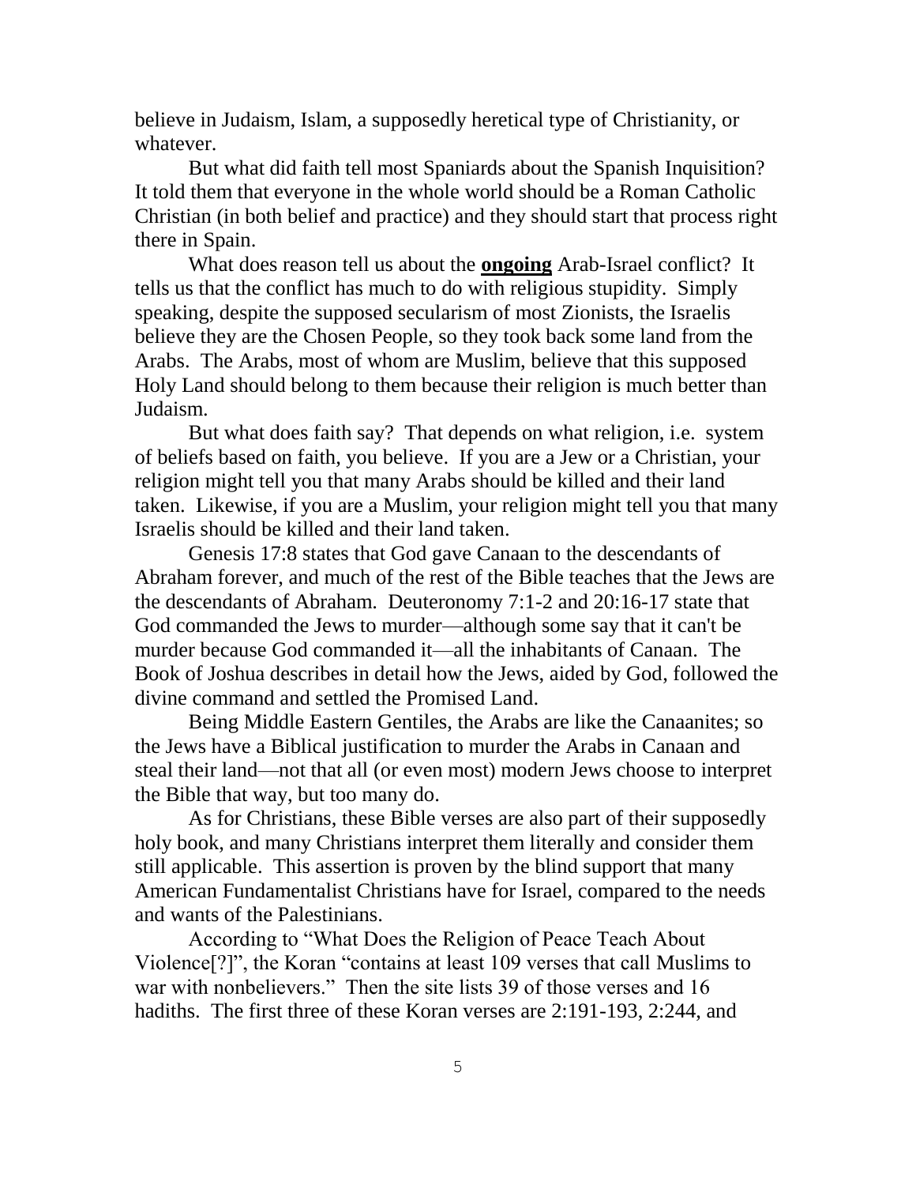believe in Judaism, Islam, a supposedly heretical type of Christianity, or whatever.

But what did faith tell most Spaniards about the Spanish Inquisition? It told them that everyone in the whole world should be a Roman Catholic Christian (in both belief and practice) and they should start that process right there in Spain.

What does reason tell us about the **<u>ongoing</u>** Arab-Israel conflict? It tells us that the conflict has much to do with religious stupidity. Simply speaking, despite the supposed secularism of most Zionists, the Israelis believe they are the Chosen People, so they took back some land from the Arabs. The Arabs, most of whom are Muslim, believe that this supposed Holy Land should belong to them because their religion is much better than Judaism.

But what does faith say? That depends on what religion, i.e. system of beliefs based on faith, you believe. If you are a Jew or a Christian, your religion might tell you that many Arabs should be killed and their land taken. Likewise, if you are a Muslim, your religion might tell you that many Israelis should be killed and their land taken.

Genesis 17:8 states that God gave Canaan to the descendants of Abraham forever, and much of the rest of the Bible teaches that the Jews are the descendants of Abraham. Deuteronomy 7:1-2 and 20:16-17 state that God commanded the Jews to murder—although some say that it can't be murder because God commanded it—all the inhabitants of Canaan. The Book of Joshua describes in detail how the Jews, aided by God, followed the divine command and settled the Promised Land.

Being Middle Eastern Gentiles, the Arabs are like the Canaanites; so the Jews have a Biblical justification to murder the Arabs in Canaan and steal their land—not that all (or even most) modern Jews choose to interpret the Bible that way, but too many do.

As for Christians, these Bible verses are also part of their supposedly holy book, and many Christians interpret them literally and consider them still applicable. This assertion is proven by the blind support that many American Fundamentalist Christians have for Israel, compared to the needs and wants of the Palestinians.

According to "What Does the Religion of Peace Teach About Violence[?]", the Koran "contains at least 109 verses that call Muslims to war with nonbelievers." Then the site lists 39 of those verses and 16 hadiths. The first three of these Koran verses are 2:191-193, 2:244, and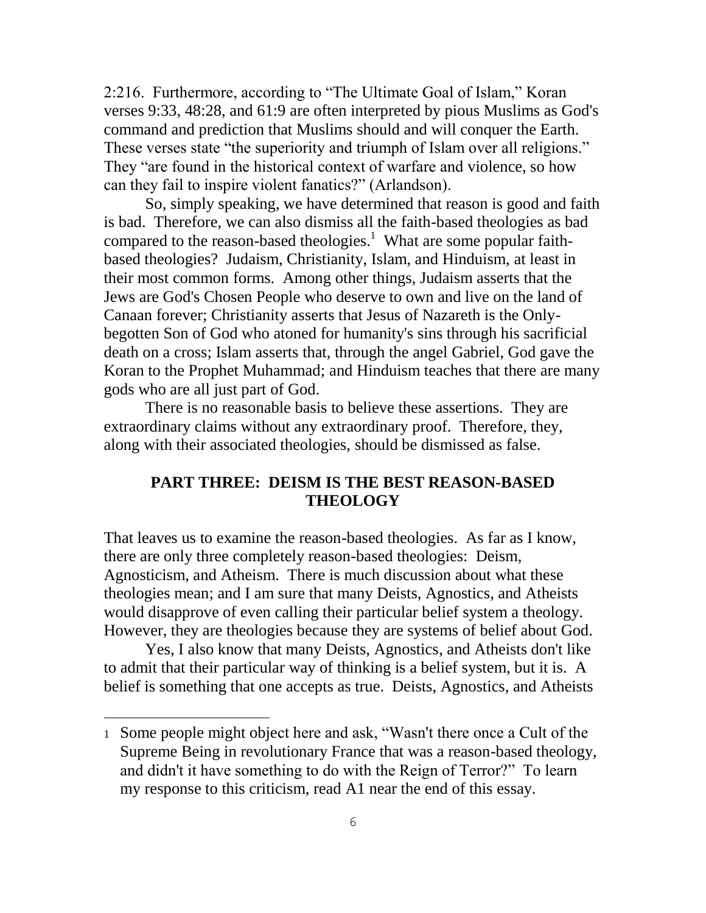2:216. Furthermore, according to "The Ultimate Goal of Islam," Koran verses 9:33, 48:28, and 61:9 are often interpreted by pious Muslims as God's command and prediction that Muslims should and will conquer the Earth. These verses state "the superiority and triumph of Islam over all religions." They "are found in the historical context of warfare and violence, so how can they fail to inspire violent fanatics?" (Arlandson).

So, simply speaking, we have determined that reason is good and faith is bad. Therefore, we can also dismiss all the faith-based theologies as bad compared to the reason-based theologies.[1] What are some popular faith-based theologies? Judaism, Christianity, Islam, and Hinduism, at least in their most common forms. Among other things, Judaism asserts that the Jews are God's Chosen People who deserve to own and live on the land of Canaan forever; Christianity asserts that Jesus of Nazareth is the Only-begotten Son of God who atoned for humanity's sins through his sacrificial death on a cross; Islam asserts that, through the angel Gabriel, God gave the Koran to the Prophet Muhammad; and Hinduism teaches that there are many gods who are all just part of God.

There is no reasonable basis to believe these assertions. They are extraordinary claims without any extraordinary proof. Therefore, they, along with their associated theologies, should be dismissed as false.

## PART THREE: DEISM IS THE BEST REASON-BASED THEOLOGY

That leaves us to examine the reason-based theologies. As far as I know, there are only three completely reason-based theologies: Deism, Agnosticism, and Atheism. There is much discussion about what these theologies mean; and I am sure that many Deists, Agnostics, and Atheists would disapprove of even calling their particular belief system a theology. However, they are theologies because they are systems of belief about God.

Yes, I also know that many Deists, Agnostics, and Atheists don't like to admit that their particular way of thinking is a belief system, but it is. A belief is something that one accepts as true. Deists, Agnostics, and Atheists

---

1 Some people might object here and ask, "Wasn't there once a Cult of the Supreme Being in revolutionary France that was a reason-based theology, and didn't it have something to do with the Reign of Terror?" To learn my response to this criticism, read A1 near the end of this essay.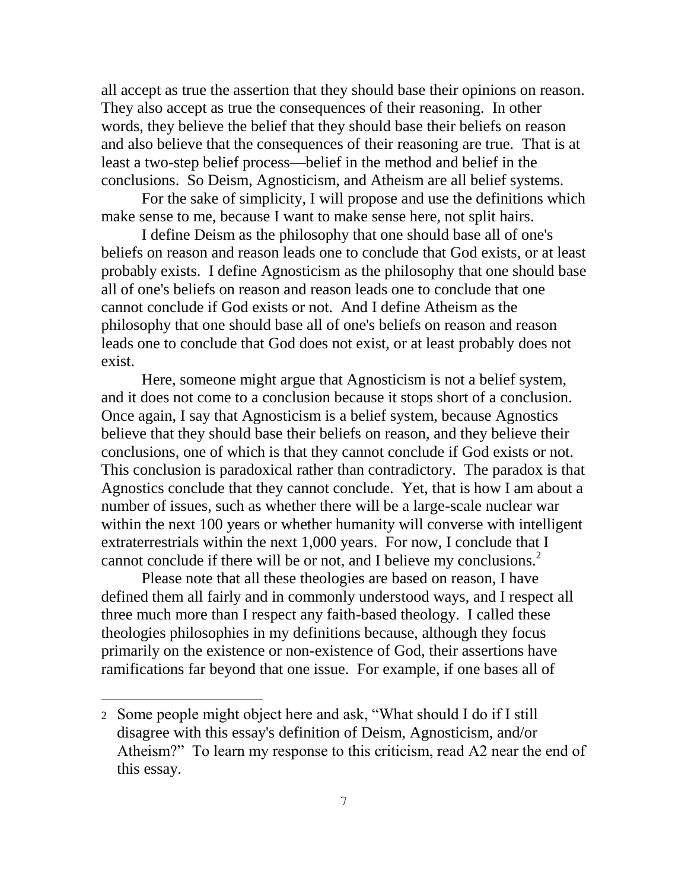all accept as true the assertion that they should base their opinions on reason. They also accept as true the consequences of their reasoning. In other words, they believe the belief that they should base their beliefs on reason and also believe that the consequences of their reasoning are true. That is at least a two-step belief process—belief in the method and belief in the conclusions. So Deism, Agnosticism, and Atheism are all belief systems.

For the sake of simplicity, I will propose and use the definitions which make sense to me, because I want to make sense here, not split hairs.

I define Deism as the philosophy that one should base all of one's beliefs on reason and reason leads one to conclude that God exists, or at least probably exists. I define Agnosticism as the philosophy that one should base all of one's beliefs on reason and reason leads one to conclude that one cannot conclude if God exists or not. And I define Atheism as the philosophy that one should base all of one's beliefs on reason and reason leads one to conclude that God does not exist, or at least probably does not exist.

Here, someone might argue that Agnosticism is not a belief system, and it does not come to a conclusion because it stops short of a conclusion. Once again, I say that Agnosticism is a belief system, because Agnostics believe that they should base their beliefs on reason, and they believe their conclusions, one of which is that they cannot conclude if God exists or not. This conclusion is paradoxical rather than contradictory. The paradox is that Agnostics conclude that they cannot conclude. Yet, that is how I am about a number of issues, such as whether there will be a large-scale nuclear war within the next 100 years or whether humanity will converse with intelligent extraterrestrials within the next 1,000 years. For now, I conclude that I cannot conclude if there will be or not, and I believe my conclusions.[2]

Please note that all these theologies are based on reason, I have defined them all fairly and in commonly understood ways, and I respect all three much more than I respect any faith-based theology. I called these theologies philosophies in my definitions because, although they focus primarily on the existence or non-existence of God, their assertions have ramifications far beyond that one issue. For example, if one bases all of

---

2 Some people might object here and ask, "What should I do if I still disagree with this essay's definition of Deism, Agnosticism, and/or Atheism?" To learn my response to this criticism, read A2 near the end of this essay.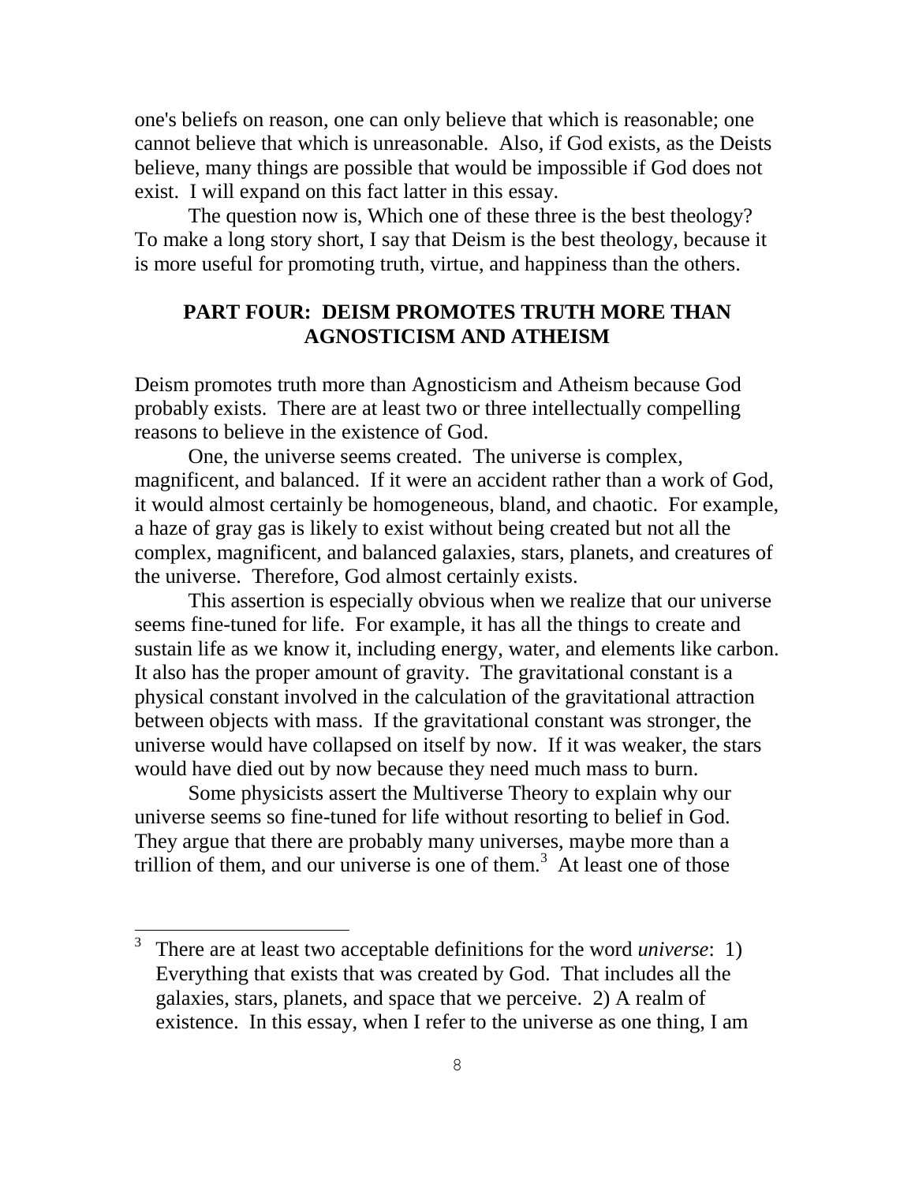one's beliefs on reason, one can only believe that which is reasonable; one cannot believe that which is unreasonable. Also, if God exists, as the Deists believe, many things are possible that would be impossible if God does not exist. I will expand on this fact latter in this essay.

The question now is, Which one of these three is the best theology? To make a long story short, I say that Deism is the best theology, because it is more useful for promoting truth, virtue, and happiness than the others.

## PART FOUR: DEISM PROMOTES TRUTH MORE THAN AGNOSTICISM AND ATHEISM

Deism promotes truth more than Agnosticism and Atheism because God probably exists. There are at least two or three intellectually compelling reasons to believe in the existence of God.

One, the universe seems created. The universe is complex, magnificent, and balanced. If it were an accident rather than a work of God, it would almost certainly be homogeneous, bland, and chaotic. For example, a haze of gray gas is likely to exist without being created but not all the complex, magnificent, and balanced galaxies, stars, planets, and creatures of the universe. Therefore, God almost certainly exists.

This assertion is especially obvious when we realize that our universe seems fine-tuned for life. For example, it has all the things to create and sustain life as we know it, including energy, water, and elements like carbon. It also has the proper amount of gravity. The gravitational constant is a physical constant involved in the calculation of the gravitational attraction between objects with mass. If the gravitational constant was stronger, the universe would have collapsed on itself by now. If it was weaker, the stars would have died out by now because they need much mass to burn.

Some physicists assert the Multiverse Theory to explain why our universe seems so fine-tuned for life without resorting to belief in God. They argue that there are probably many universes, maybe more than a trillion of them, and our universe is one of them.[3] At least one of those

---

[3] There are at least two acceptable definitions for the word *universe*: 1) Everything that exists that was created by God. That includes all the galaxies, stars, planets, and space that we perceive. 2) A realm of existence. In this essay, when I refer to the universe as one thing, I am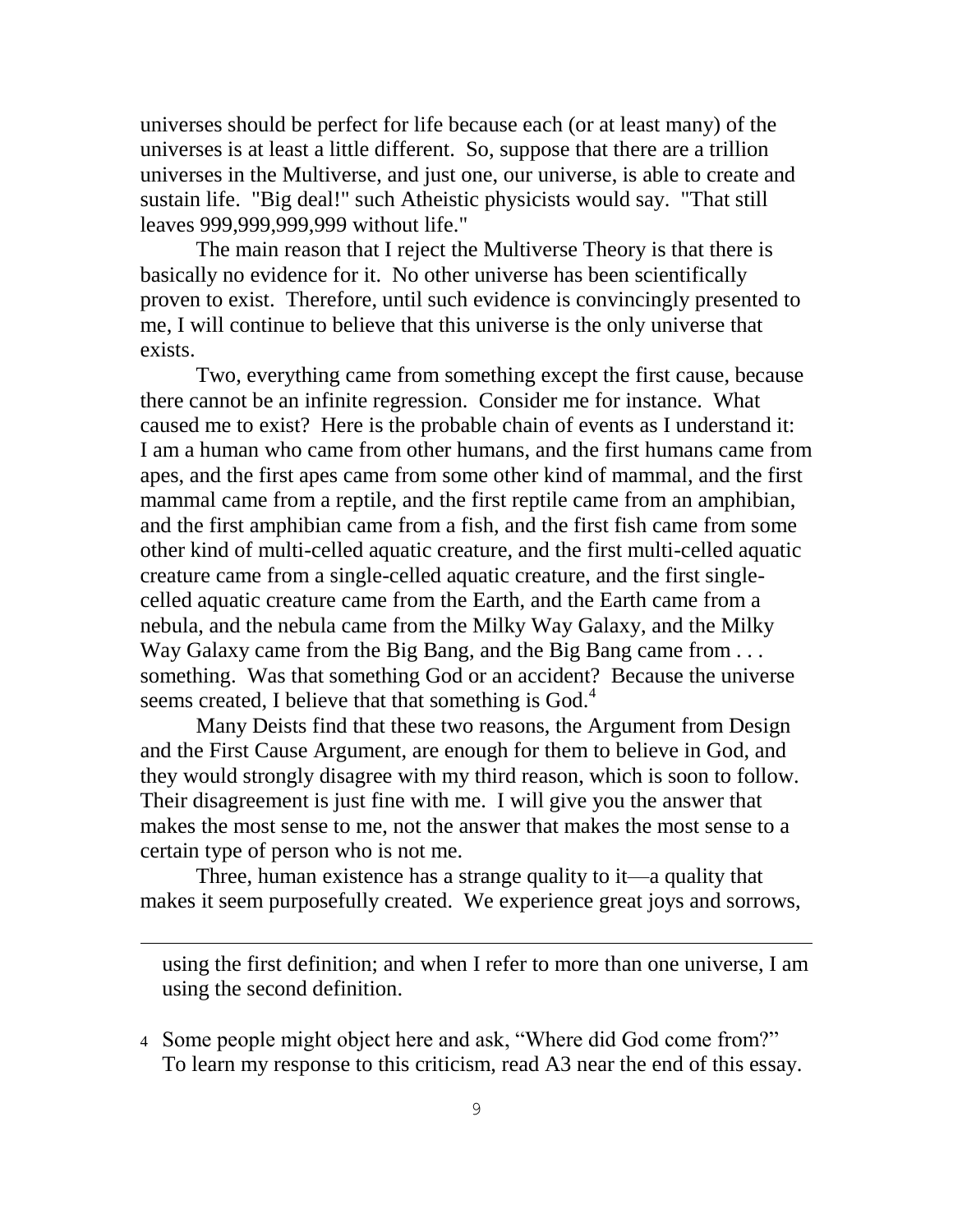universes should be perfect for life because each (or at least many) of the universes is at least a little different. So, suppose that there are a trillion universes in the Multiverse, and just one, our universe, is able to create and sustain life. "Big deal!" such Atheistic physicists would say. "That still leaves 999,999,999,999 without life."

The main reason that I reject the Multiverse Theory is that there is basically no evidence for it. No other universe has been scientifically proven to exist. Therefore, until such evidence is convincingly presented to me, I will continue to believe that this universe is the only universe that exists.

Two, everything came from something except the first cause, because there cannot be an infinite regression. Consider me for instance. What caused me to exist? Here is the probable chain of events as I understand it: I am a human who came from other humans, and the first humans came from apes, and the first apes came from some other kind of mammal, and the first mammal came from a reptile, and the first reptile came from an amphibian, and the first amphibian came from a fish, and the first fish came from some other kind of multi-celled aquatic creature, and the first multi-celled aquatic creature came from a single-celled aquatic creature, and the first single-celled aquatic creature came from the Earth, and the Earth came from a nebula, and the nebula came from the Milky Way Galaxy, and the Milky Way Galaxy came from the Big Bang, and the Big Bang came from . . . something. Was that something God or an accident? Because the universe seems created, I believe that that something is God.[4]

Many Deists find that these two reasons, the Argument from Design and the First Cause Argument, are enough for them to believe in God, and they would strongly disagree with my third reason, which is soon to follow. Their disagreement is just fine with me. I will give you the answer that makes the most sense to me, not the answer that makes the most sense to a certain type of person who is not me.

Three, human existence has a strange quality to it—a quality that makes it seem purposefully created. We experience great joys and sorrows,

---

using the first definition; and when I refer to more than one universe, I am using the second definition.

4 Some people might object here and ask, "Where did God come from?" To learn my response to this criticism, read A3 near the end of this essay.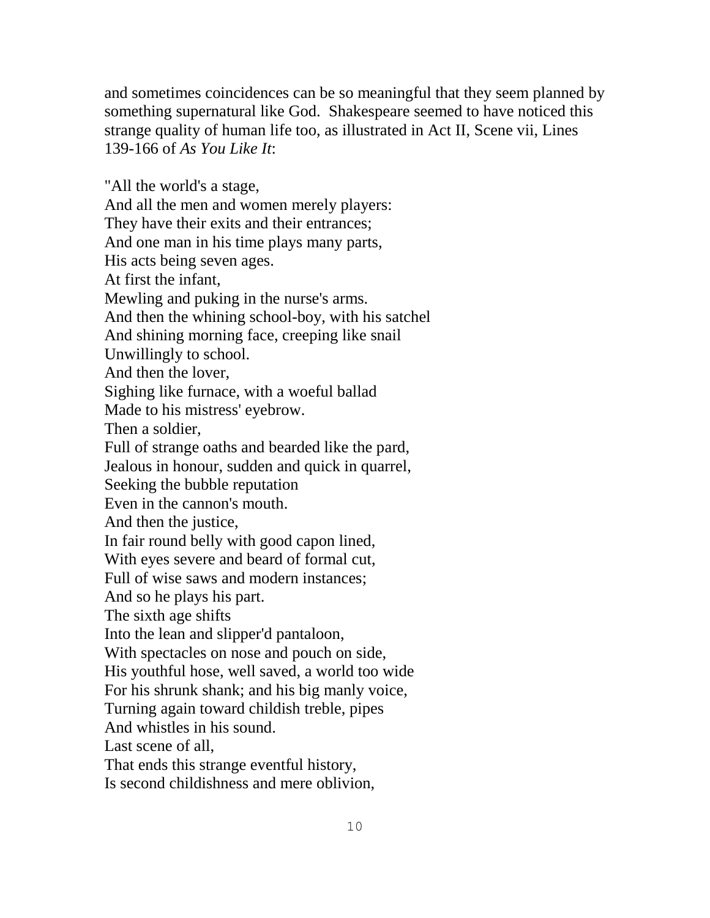and sometimes coincidences can be so meaningful that they seem planned by something supernatural like God.  Shakespeare seemed to have noticed this strange quality of human life too, as illustrated in Act II, Scene vii, Lines 139-166 of *As You Like It*:

"All the world's a stage,  
And all the men and women merely players:  
They have their exits and their entrances;  
And one man in his time plays many parts,  
His acts being seven ages.  
At first the infant,  
Mewling and puking in the nurse's arms.  
And then the whining school-boy, with his satchel  
And shining morning face, creeping like snail  
Unwillingly to school.  
And then the lover,  
Sighing like furnace, with a woeful ballad  
Made to his mistress' eyebrow.  
Then a soldier,  
Full of strange oaths and bearded like the pard,  
Jealous in honour, sudden and quick in quarrel,  
Seeking the bubble reputation  
Even in the cannon's mouth.  
And then the justice,  
In fair round belly with good capon lined,  
With eyes severe and beard of formal cut,  
Full of wise saws and modern instances;  
And so he plays his part.  
The sixth age shifts  
Into the lean and slipper'd pantaloon,  
With spectacles on nose and pouch on side,  
His youthful hose, well saved, a world too wide  
For his shrunk shank; and his big manly voice,  
Turning again toward childish treble, pipes  
And whistles in his sound.  
Last scene of all,  
That ends this strange eventful history,  
Is second childishness and mere oblivion,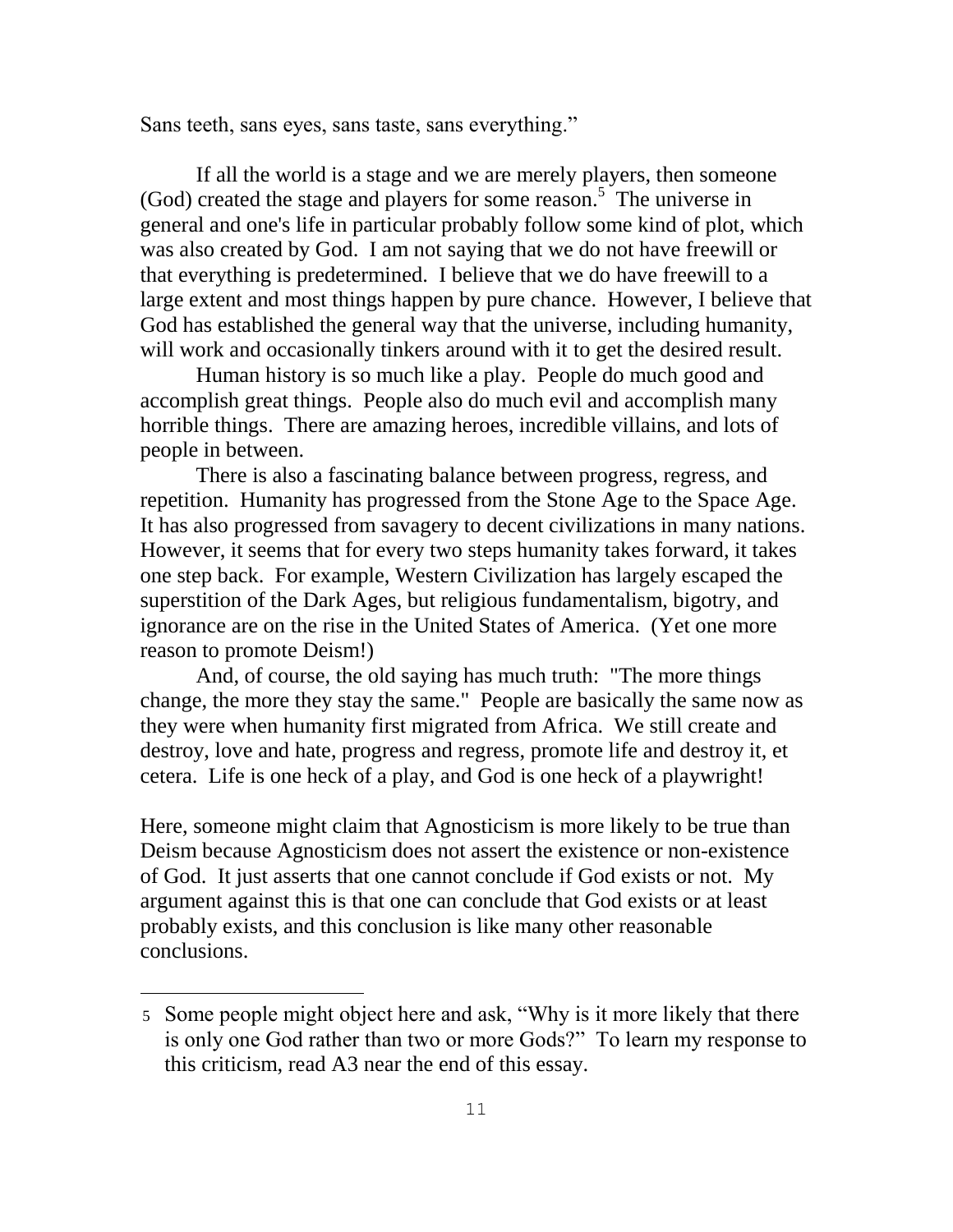Sans teeth, sans eyes, sans taste, sans everything."

If all the world is a stage and we are merely players, then someone (God) created the stage and players for some reason.[5] The universe in general and one's life in particular probably follow some kind of plot, which was also created by God. I am not saying that we do not have freewill or that everything is predetermined. I believe that we do have freewill to a large extent and most things happen by pure chance. However, I believe that God has established the general way that the universe, including humanity, will work and occasionally tinkers around with it to get the desired result.

Human history is so much like a play. People do much good and accomplish great things. People also do much evil and accomplish many horrible things. There are amazing heroes, incredible villains, and lots of people in between.

There is also a fascinating balance between progress, regress, and repetition. Humanity has progressed from the Stone Age to the Space Age. It has also progressed from savagery to decent civilizations in many nations. However, it seems that for every two steps humanity takes forward, it takes one step back. For example, Western Civilization has largely escaped the superstition of the Dark Ages, but religious fundamentalism, bigotry, and ignorance are on the rise in the United States of America. (Yet one more reason to promote Deism!)

And, of course, the old saying has much truth: "The more things change, the more they stay the same." People are basically the same now as they were when humanity first migrated from Africa. We still create and destroy, love and hate, progress and regress, promote life and destroy it, et cetera. Life is one heck of a play, and God is one heck of a playwright!

Here, someone might claim that Agnosticism is more likely to be true than Deism because Agnosticism does not assert the existence or non-existence of God. It just asserts that one cannot conclude if God exists or not. My argument against this is that one can conclude that God exists or at least probably exists, and this conclusion is like many other reasonable conclusions.

---

5 Some people might object here and ask, "Why is it more likely that there is only one God rather than two or more Gods?" To learn my response to this criticism, read A3 near the end of this essay.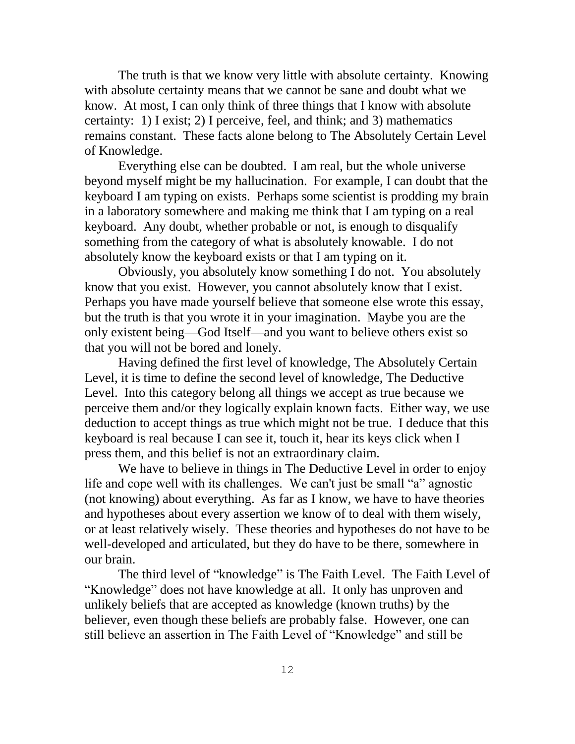The truth is that we know very little with absolute certainty. Knowing with absolute certainty means that we cannot be sane and doubt what we know. At most, I can only think of three things that I know with absolute certainty: 1) I exist; 2) I perceive, feel, and think; and 3) mathematics remains constant. These facts alone belong to The Absolutely Certain Level of Knowledge.

Everything else can be doubted. I am real, but the whole universe beyond myself might be my hallucination. For example, I can doubt that the keyboard I am typing on exists. Perhaps some scientist is prodding my brain in a laboratory somewhere and making me think that I am typing on a real keyboard. Any doubt, whether probable or not, is enough to disqualify something from the category of what is absolutely knowable. I do not absolutely know the keyboard exists or that I am typing on it.

Obviously, you absolutely know something I do not. You absolutely know that you exist. However, you cannot absolutely know that I exist. Perhaps you have made yourself believe that someone else wrote this essay, but the truth is that you wrote it in your imagination. Maybe you are the only existent being—God Itself—and you want to believe others exist so that you will not be bored and lonely.

Having defined the first level of knowledge, The Absolutely Certain Level, it is time to define the second level of knowledge, The Deductive Level. Into this category belong all things we accept as true because we perceive them and/or they logically explain known facts. Either way, we use deduction to accept things as true which might not be true. I deduce that this keyboard is real because I can see it, touch it, hear its keys click when I press them, and this belief is not an extraordinary claim.

We have to believe in things in The Deductive Level in order to enjoy life and cope well with its challenges. We can't just be small "a" agnostic (not knowing) about everything. As far as I know, we have to have theories and hypotheses about every assertion we know of to deal with them wisely, or at least relatively wisely. These theories and hypotheses do not have to be well-developed and articulated, but they do have to be there, somewhere in our brain.

The third level of "knowledge" is The Faith Level. The Faith Level of "Knowledge" does not have knowledge at all. It only has unproven and unlikely beliefs that are accepted as knowledge (known truths) by the believer, even though these beliefs are probably false. However, one can still believe an assertion in The Faith Level of "Knowledge" and still be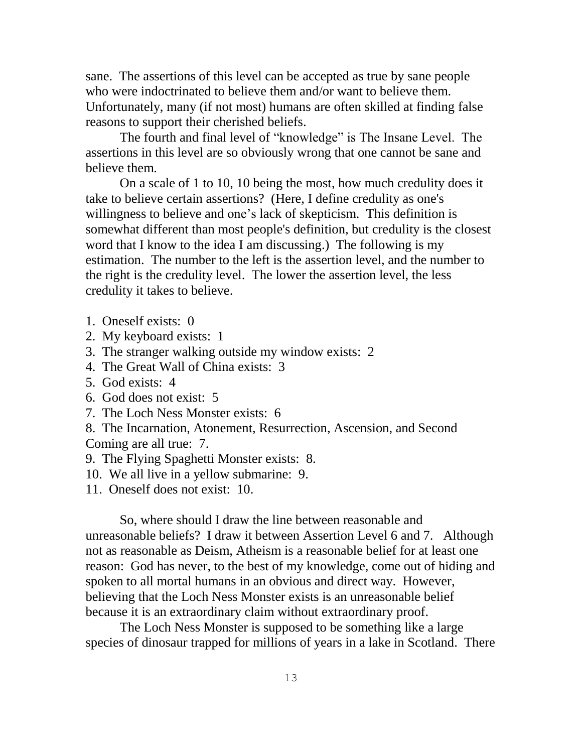sane. The assertions of this level can be accepted as true by sane people who were indoctrinated to believe them and/or want to believe them. Unfortunately, many (if not most) humans are often skilled at finding false reasons to support their cherished beliefs.

The fourth and final level of "knowledge" is The Insane Level. The assertions in this level are so obviously wrong that one cannot be sane and believe them.

On a scale of 1 to 10, 10 being the most, how much credulity does it take to believe certain assertions? (Here, I define credulity as one's willingness to believe and one's lack of skepticism. This definition is somewhat different than most people's definition, but credulity is the closest word that I know to the idea I am discussing.) The following is my estimation. The number to the left is the assertion level, and the number to the right is the credulity level. The lower the assertion level, the less credulity it takes to believe.

1. Oneself exists: 0
2. My keyboard exists: 1
3. The stranger walking outside my window exists: 2
4. The Great Wall of China exists: 3
5. God exists: 4
6. God does not exist: 5
7. The Loch Ness Monster exists: 6
8. The Incarnation, Atonement, Resurrection, Ascension, and Second Coming are all true: 7.
9. The Flying Spaghetti Monster exists: 8.
10. We all live in a yellow submarine: 9.
11. Oneself does not exist: 10.

So, where should I draw the line between reasonable and unreasonable beliefs? I draw it between Assertion Level 6 and 7. Although not as reasonable as Deism, Atheism is a reasonable belief for at least one reason: God has never, to the best of my knowledge, come out of hiding and spoken to all mortal humans in an obvious and direct way. However, believing that the Loch Ness Monster exists is an unreasonable belief because it is an extraordinary claim without extraordinary proof.

The Loch Ness Monster is supposed to be something like a large species of dinosaur trapped for millions of years in a lake in Scotland. There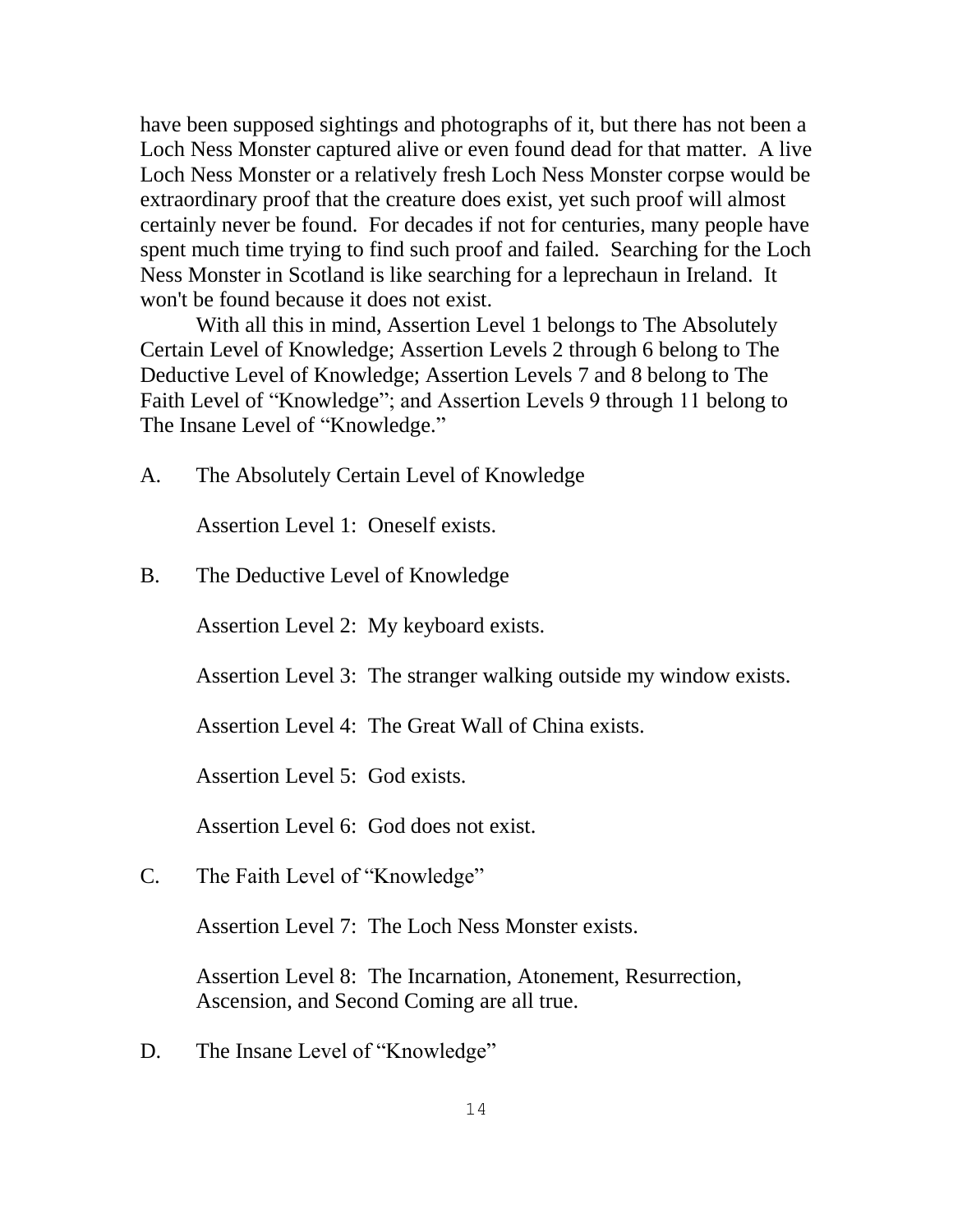have been supposed sightings and photographs of it, but there has not been a Loch Ness Monster captured alive or even found dead for that matter. A live Loch Ness Monster or a relatively fresh Loch Ness Monster corpse would be extraordinary proof that the creature does exist, yet such proof will almost certainly never be found. For decades if not for centuries, many people have spent much time trying to find such proof and failed. Searching for the Loch Ness Monster in Scotland is like searching for a leprechaun in Ireland. It won't be found because it does not exist.

With all this in mind, Assertion Level 1 belongs to The Absolutely Certain Level of Knowledge; Assertion Levels 2 through 6 belong to The Deductive Level of Knowledge; Assertion Levels 7 and 8 belong to The Faith Level of "Knowledge"; and Assertion Levels 9 through 11 belong to The Insane Level of "Knowledge."

A. The Absolutely Certain Level of Knowledge

Assertion Level 1: Oneself exists.

B. The Deductive Level of Knowledge

Assertion Level 2: My keyboard exists.

Assertion Level 3: The stranger walking outside my window exists.

Assertion Level 4: The Great Wall of China exists.

Assertion Level 5: God exists.

Assertion Level 6: God does not exist.

C. The Faith Level of "Knowledge"

Assertion Level 7: The Loch Ness Monster exists.

Assertion Level 8: The Incarnation, Atonement, Resurrection, Ascension, and Second Coming are all true.

D. The Insane Level of "Knowledge"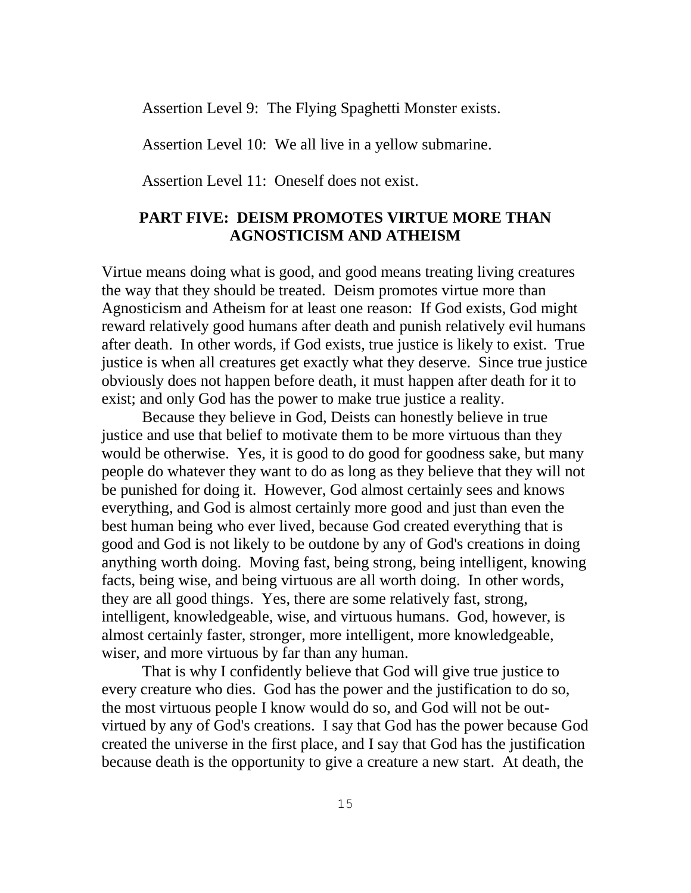Assertion Level 9: The Flying Spaghetti Monster exists.

Assertion Level 10: We all live in a yellow submarine.

Assertion Level 11: Oneself does not exist.

## PART FIVE: DEISM PROMOTES VIRTUE MORE THAN AGNOSTICISM AND ATHEISM

Virtue means doing what is good, and good means treating living creatures the way that they should be treated. Deism promotes virtue more than Agnosticism and Atheism for at least one reason: If God exists, God might reward relatively good humans after death and punish relatively evil humans after death. In other words, if God exists, true justice is likely to exist. True justice is when all creatures get exactly what they deserve. Since true justice obviously does not happen before death, it must happen after death for it to exist; and only God has the power to make true justice a reality.

Because they believe in God, Deists can honestly believe in true justice and use that belief to motivate them to be more virtuous than they would be otherwise. Yes, it is good to do good for goodness sake, but many people do whatever they want to do as long as they believe that they will not be punished for doing it. However, God almost certainly sees and knows everything, and God is almost certainly more good and just than even the best human being who ever lived, because God created everything that is good and God is not likely to be outdone by any of God's creations in doing anything worth doing. Moving fast, being strong, being intelligent, knowing facts, being wise, and being virtuous are all worth doing. In other words, they are all good things. Yes, there are some relatively fast, strong, intelligent, knowledgeable, wise, and virtuous humans. God, however, is almost certainly faster, stronger, more intelligent, more knowledgeable, wiser, and more virtuous by far than any human.

That is why I confidently believe that God will give true justice to every creature who dies. God has the power and the justification to do so, the most virtuous people I know would do so, and God will not be out-virtued by any of God's creations. I say that God has the power because God created the universe in the first place, and I say that God has the justification because death is the opportunity to give a creature a new start. At death, the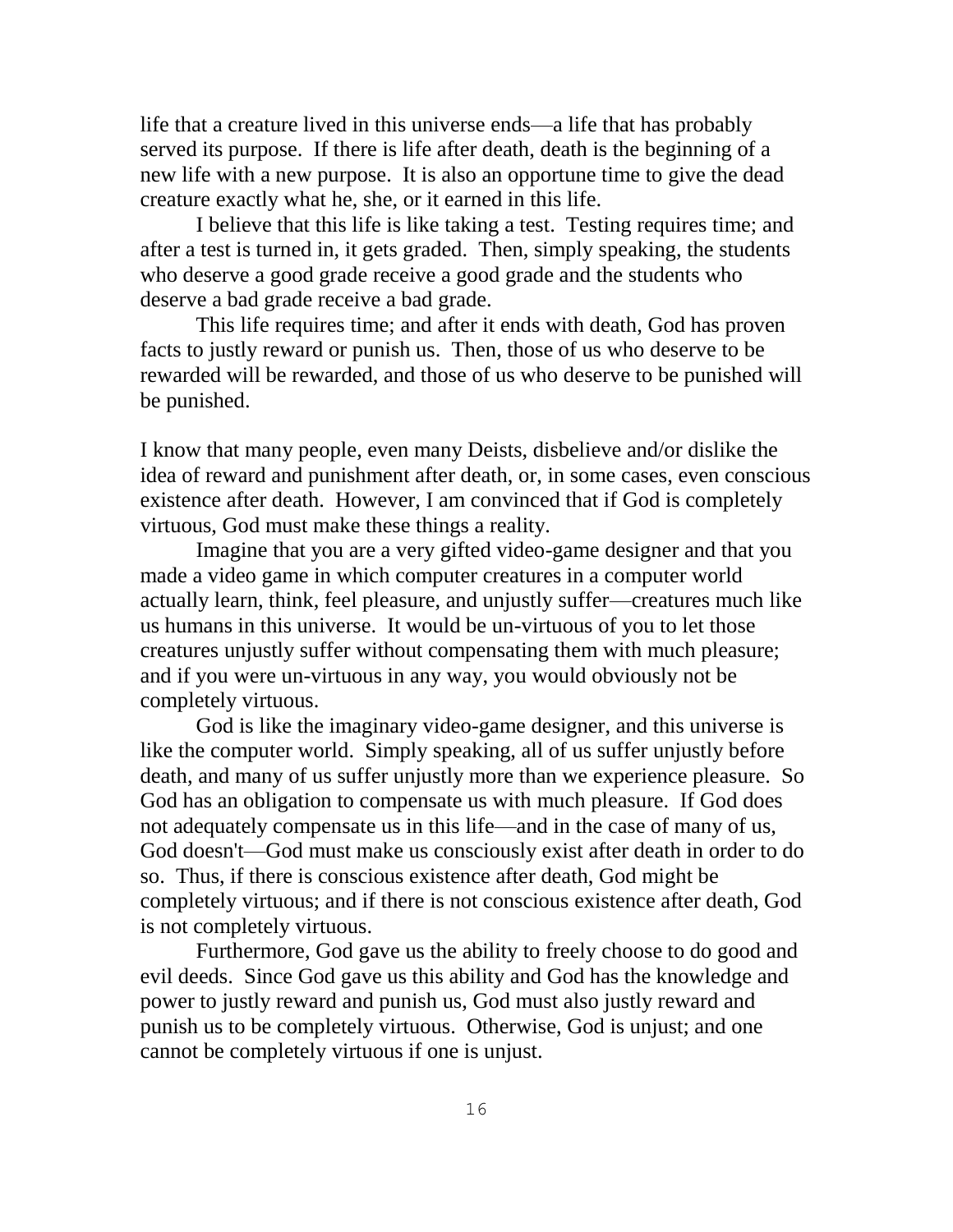life that a creature lived in this universe ends—a life that has probably served its purpose. If there is life after death, death is the beginning of a new life with a new purpose. It is also an opportune time to give the dead creature exactly what he, she, or it earned in this life.

I believe that this life is like taking a test. Testing requires time; and after a test is turned in, it gets graded. Then, simply speaking, the students who deserve a good grade receive a good grade and the students who deserve a bad grade receive a bad grade.

This life requires time; and after it ends with death, God has proven facts to justly reward or punish us. Then, those of us who deserve to be rewarded will be rewarded, and those of us who deserve to be punished will be punished.

I know that many people, even many Deists, disbelieve and/or dislike the idea of reward and punishment after death, or, in some cases, even conscious existence after death. However, I am convinced that if God is completely virtuous, God must make these things a reality.

Imagine that you are a very gifted video-game designer and that you made a video game in which computer creatures in a computer world actually learn, think, feel pleasure, and unjustly suffer—creatures much like us humans in this universe. It would be un-virtuous of you to let those creatures unjustly suffer without compensating them with much pleasure; and if you were un-virtuous in any way, you would obviously not be completely virtuous.

God is like the imaginary video-game designer, and this universe is like the computer world. Simply speaking, all of us suffer unjustly before death, and many of us suffer unjustly more than we experience pleasure. So God has an obligation to compensate us with much pleasure. If God does not adequately compensate us in this life—and in the case of many of us, God doesn't—God must make us consciously exist after death in order to do so. Thus, if there is conscious existence after death, God might be completely virtuous; and if there is not conscious existence after death, God is not completely virtuous.

Furthermore, God gave us the ability to freely choose to do good and evil deeds. Since God gave us this ability and God has the knowledge and power to justly reward and punish us, God must also justly reward and punish us to be completely virtuous. Otherwise, God is unjust; and one cannot be completely virtuous if one is unjust.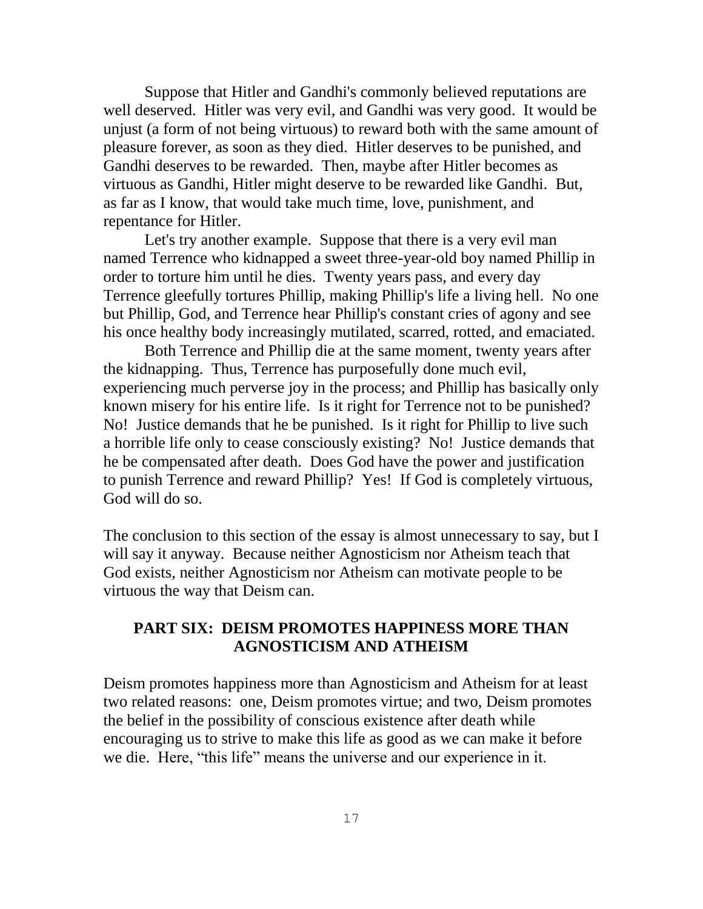Suppose that Hitler and Gandhi's commonly believed reputations are well deserved. Hitler was very evil, and Gandhi was very good. It would be unjust (a form of not being virtuous) to reward both with the same amount of pleasure forever, as soon as they died. Hitler deserves to be punished, and Gandhi deserves to be rewarded. Then, maybe after Hitler becomes as virtuous as Gandhi, Hitler might deserve to be rewarded like Gandhi. But, as far as I know, that would take much time, love, punishment, and repentance for Hitler.

Let's try another example. Suppose that there is a very evil man named Terrence who kidnapped a sweet three-year-old boy named Phillip in order to torture him until he dies. Twenty years pass, and every day Terrence gleefully tortures Phillip, making Phillip's life a living hell. No one but Phillip, God, and Terrence hear Phillip's constant cries of agony and see his once healthy body increasingly mutilated, scarred, rotted, and emaciated.

Both Terrence and Phillip die at the same moment, twenty years after the kidnapping. Thus, Terrence has purposefully done much evil, experiencing much perverse joy in the process; and Phillip has basically only known misery for his entire life. Is it right for Terrence not to be punished? No! Justice demands that he be punished. Is it right for Phillip to live such a horrible life only to cease consciously existing? No! Justice demands that he be compensated after death. Does God have the power and justification to punish Terrence and reward Phillip? Yes! If God is completely virtuous, God will do so.

The conclusion to this section of the essay is almost unnecessary to say, but I will say it anyway. Because neither Agnosticism nor Atheism teach that God exists, neither Agnosticism nor Atheism can motivate people to be virtuous the way that Deism can.

## PART SIX: DEISM PROMOTES HAPPINESS MORE THAN AGNOSTICISM AND ATHEISM

Deism promotes happiness more than Agnosticism and Atheism for at least two related reasons: one, Deism promotes virtue; and two, Deism promotes the belief in the possibility of conscious existence after death while encouraging us to strive to make this life as good as we can make it before we die. Here, "this life" means the universe and our experience in it.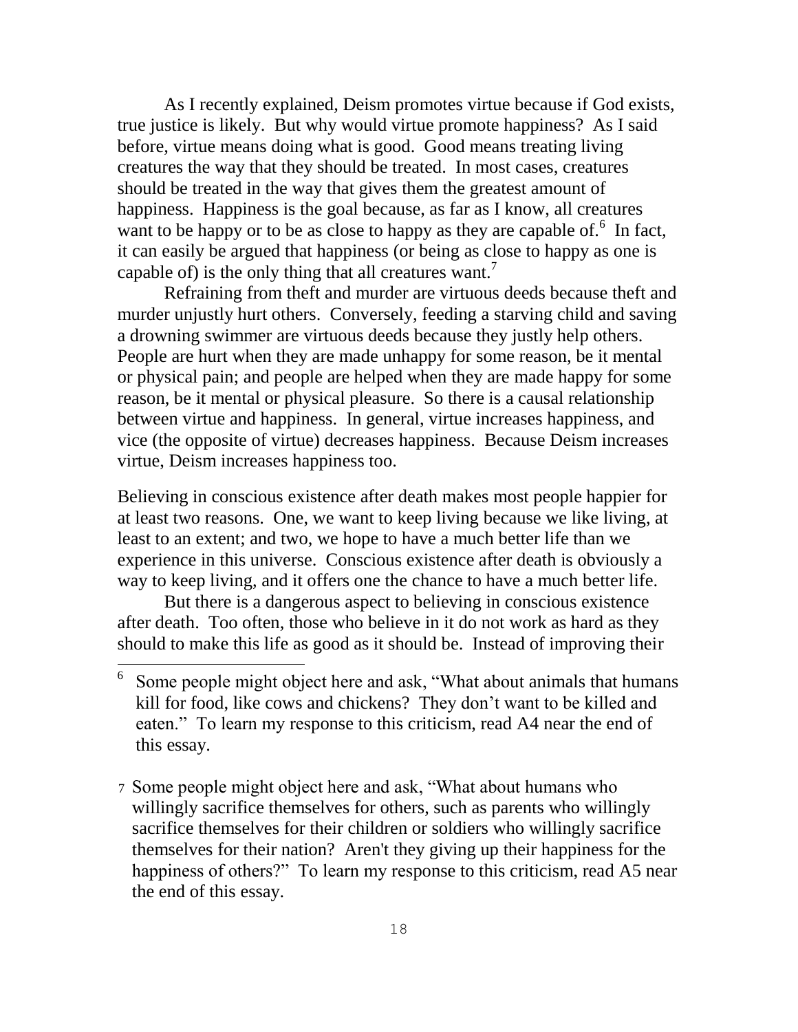As I recently explained, Deism promotes virtue because if God exists, true justice is likely. But why would virtue promote happiness? As I said before, virtue means doing what is good. Good means treating living creatures the way that they should be treated. In most cases, creatures should be treated in the way that gives them the greatest amount of happiness. Happiness is the goal because, as far as I know, all creatures want to be happy or to be as close to happy as they are capable of.[6] In fact, it can easily be argued that happiness (or being as close to happy as one is capable of) is the only thing that all creatures want.[7]

Refraining from theft and murder are virtuous deeds because theft and murder unjustly hurt others. Conversely, feeding a starving child and saving a drowning swimmer are virtuous deeds because they justly help others. People are hurt when they are made unhappy for some reason, be it mental or physical pain; and people are helped when they are made happy for some reason, be it mental or physical pleasure. So there is a causal relationship between virtue and happiness. In general, virtue increases happiness, and vice (the opposite of virtue) decreases happiness. Because Deism increases virtue, Deism increases happiness too.

Believing in conscious existence after death makes most people happier for at least two reasons. One, we want to keep living because we like living, at least to an extent; and two, we hope to have a much better life than we experience in this universe. Conscious existence after death is obviously a way to keep living, and it offers one the chance to have a much better life.

But there is a dangerous aspect to believing in conscious existence after death. Too often, those who believe in it do not work as hard as they should to make this life as good as it should be. Instead of improving their

---

[6] Some people might object here and ask, "What about animals that humans kill for food, like cows and chickens? They don't want to be killed and eaten." To learn my response to this criticism, read A4 near the end of this essay.

[7] Some people might object here and ask, "What about humans who willingly sacrifice themselves for others, such as parents who willingly sacrifice themselves for their children or soldiers who willingly sacrifice themselves for their nation? Aren't they giving up their happiness for the happiness of others?" To learn my response to this criticism, read A5 near the end of this essay.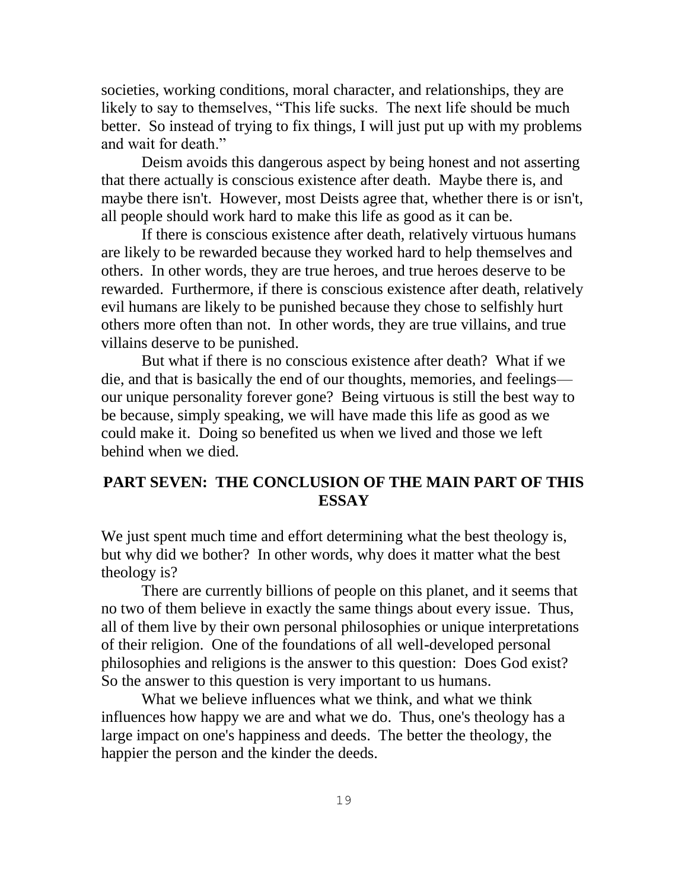societies, working conditions, moral character, and relationships, they are likely to say to themselves, "This life sucks. The next life should be much better. So instead of trying to fix things, I will just put up with my problems and wait for death."

Deism avoids this dangerous aspect by being honest and not asserting that there actually is conscious existence after death. Maybe there is, and maybe there isn't. However, most Deists agree that, whether there is or isn't, all people should work hard to make this life as good as it can be.

If there is conscious existence after death, relatively virtuous humans are likely to be rewarded because they worked hard to help themselves and others. In other words, they are true heroes, and true heroes deserve to be rewarded. Furthermore, if there is conscious existence after death, relatively evil humans are likely to be punished because they chose to selfishly hurt others more often than not. In other words, they are true villains, and true villains deserve to be punished.

But what if there is no conscious existence after death? What if we die, and that is basically the end of our thoughts, memories, and feelings—our unique personality forever gone? Being virtuous is still the best way to be because, simply speaking, we will have made this life as good as we could make it. Doing so benefited us when we lived and those we left behind when we died.

## PART SEVEN: THE CONCLUSION OF THE MAIN PART OF THIS ESSAY

We just spent much time and effort determining what the best theology is, but why did we bother? In other words, why does it matter what the best theology is?

There are currently billions of people on this planet, and it seems that no two of them believe in exactly the same things about every issue. Thus, all of them live by their own personal philosophies or unique interpretations of their religion. One of the foundations of all well-developed personal philosophies and religions is the answer to this question: Does God exist? So the answer to this question is very important to us humans.

What we believe influences what we think, and what we think influences how happy we are and what we do. Thus, one's theology has a large impact on one's happiness and deeds. The better the theology, the happier the person and the kinder the deeds.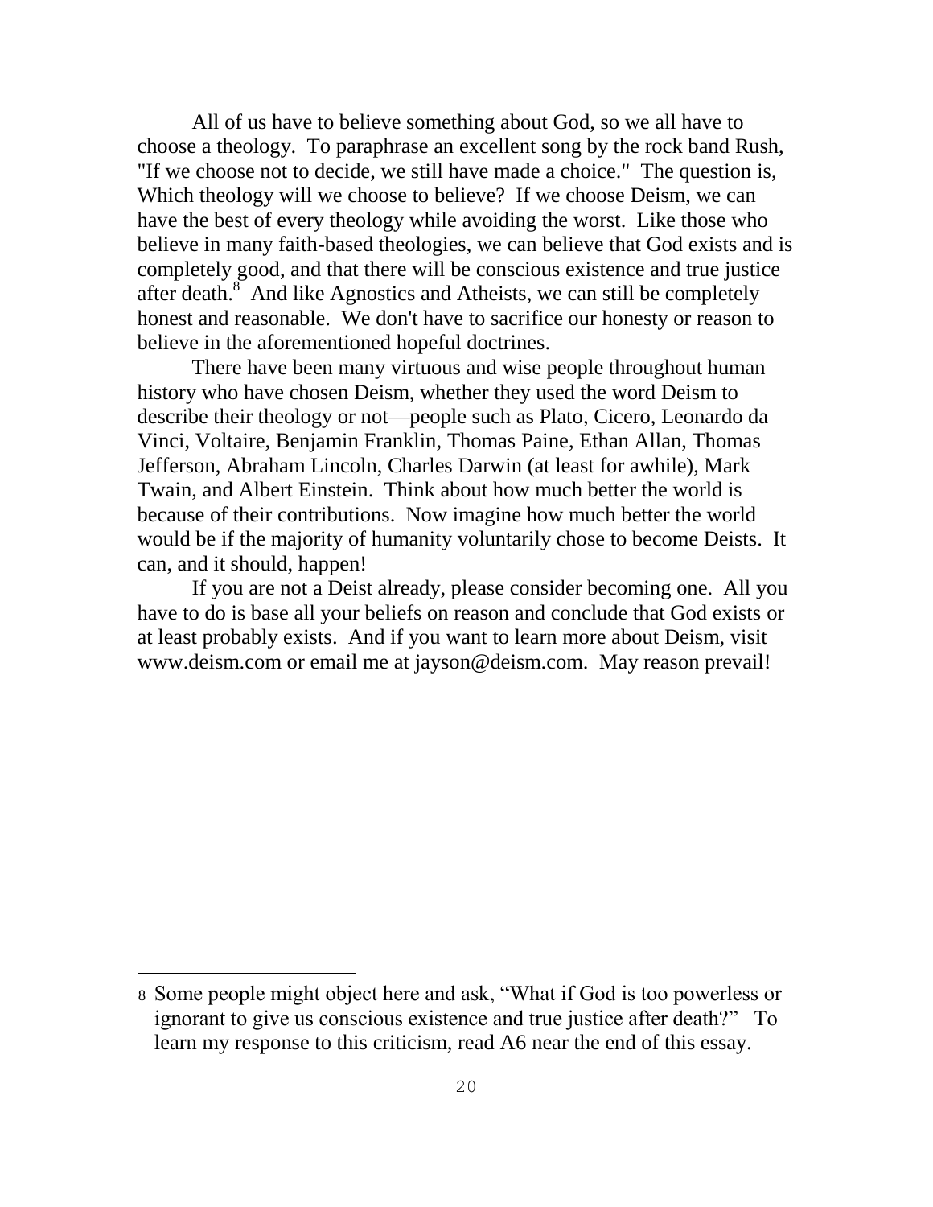All of us have to believe something about God, so we all have to choose a theology. To paraphrase an excellent song by the rock band Rush, "If we choose not to decide, we still have made a choice." The question is, Which theology will we choose to believe? If we choose Deism, we can have the best of every theology while avoiding the worst. Like those who believe in many faith-based theologies, we can believe that God exists and is completely good, and that there will be conscious existence and true justice after death.[8] And like Agnostics and Atheists, we can still be completely honest and reasonable. We don't have to sacrifice our honesty or reason to believe in the aforementioned hopeful doctrines.

There have been many virtuous and wise people throughout human history who have chosen Deism, whether they used the word Deism to describe their theology or not—people such as Plato, Cicero, Leonardo da Vinci, Voltaire, Benjamin Franklin, Thomas Paine, Ethan Allan, Thomas Jefferson, Abraham Lincoln, Charles Darwin (at least for awhile), Mark Twain, and Albert Einstein. Think about how much better the world is because of their contributions. Now imagine how much better the world would be if the majority of humanity voluntarily chose to become Deists. It can, and it should, happen!

If you are not a Deist already, please consider becoming one. All you have to do is base all your beliefs on reason and conclude that God exists or at least probably exists. And if you want to learn more about Deism, visit www.deism.com or email me at jayson@deism.com. May reason prevail!

---

[8] Some people might object here and ask, "What if God is too powerless or ignorant to give us conscious existence and true justice after death?" To learn my response to this criticism, read A6 near the end of this essay.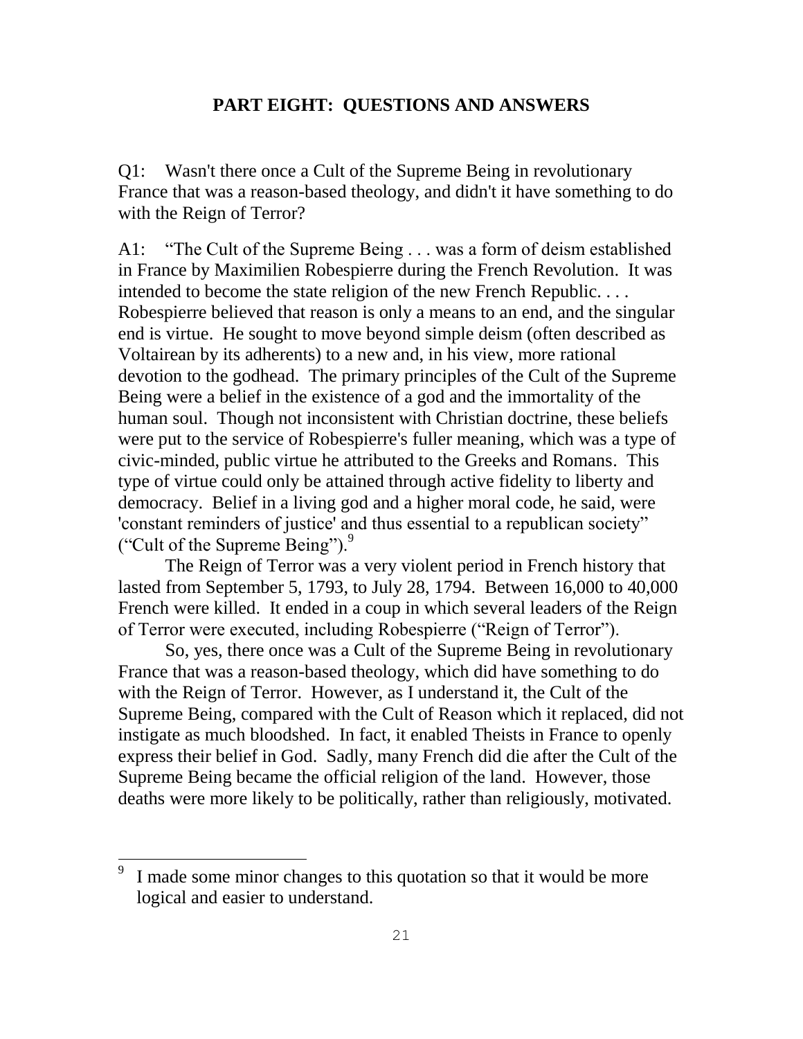## PART EIGHT: QUESTIONS AND ANSWERS

Q1: Wasn't there once a Cult of the Supreme Being in revolutionary France that was a reason-based theology, and didn't it have something to do with the Reign of Terror?

A1: "The Cult of the Supreme Being . . . was a form of deism established in France by Maximilien Robespierre during the French Revolution. It was intended to become the state religion of the new French Republic. . . . Robespierre believed that reason is only a means to an end, and the singular end is virtue. He sought to move beyond simple deism (often described as Voltairean by its adherents) to a new and, in his view, more rational devotion to the godhead. The primary principles of the Cult of the Supreme Being were a belief in the existence of a god and the immortality of the human soul. Though not inconsistent with Christian doctrine, these beliefs were put to the service of Robespierre's fuller meaning, which was a type of civic-minded, public virtue he attributed to the Greeks and Romans. This type of virtue could only be attained through active fidelity to liberty and democracy. Belief in a living god and a higher moral code, he said, were 'constant reminders of justice' and thus essential to a republican society" ("Cult of the Supreme Being").[9]

The Reign of Terror was a very violent period in French history that lasted from September 5, 1793, to July 28, 1794. Between 16,000 to 40,000 French were killed. It ended in a coup in which several leaders of the Reign of Terror were executed, including Robespierre ("Reign of Terror").

So, yes, there once was a Cult of the Supreme Being in revolutionary France that was a reason-based theology, which did have something to do with the Reign of Terror. However, as I understand it, the Cult of the Supreme Being, compared with the Cult of Reason which it replaced, did not instigate as much bloodshed. In fact, it enabled Theists in France to openly express their belief in God. Sadly, many French did die after the Cult of the Supreme Being became the official religion of the land. However, those deaths were more likely to be politically, rather than religiously, motivated.

---

[9] I made some minor changes to this quotation so that it would be more logical and easier to understand.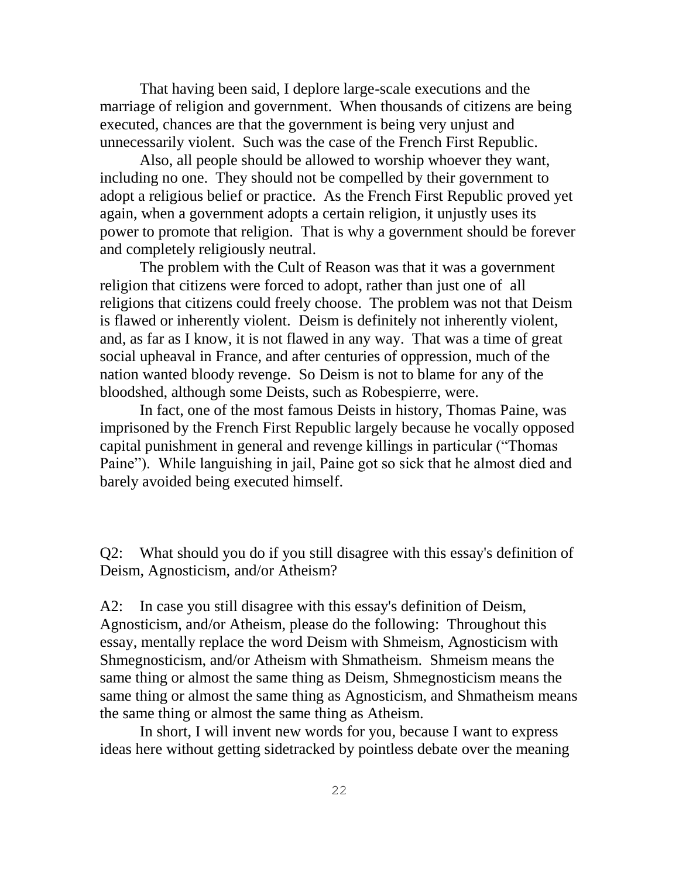That having been said, I deplore large-scale executions and the marriage of religion and government. When thousands of citizens are being executed, chances are that the government is being very unjust and unnecessarily violent. Such was the case of the French First Republic.

Also, all people should be allowed to worship whoever they want, including no one. They should not be compelled by their government to adopt a religious belief or practice. As the French First Republic proved yet again, when a government adopts a certain religion, it unjustly uses its power to promote that religion. That is why a government should be forever and completely religiously neutral.

The problem with the Cult of Reason was that it was a government religion that citizens were forced to adopt, rather than just one of all religions that citizens could freely choose. The problem was not that Deism is flawed or inherently violent. Deism is definitely not inherently violent, and, as far as I know, it is not flawed in any way. That was a time of great social upheaval in France, and after centuries of oppression, much of the nation wanted bloody revenge. So Deism is not to blame for any of the bloodshed, although some Deists, such as Robespierre, were.

In fact, one of the most famous Deists in history, Thomas Paine, was imprisoned by the French First Republic largely because he vocally opposed capital punishment in general and revenge killings in particular ("Thomas Paine"). While languishing in jail, Paine got so sick that he almost died and barely avoided being executed himself.

Q2: What should you do if you still disagree with this essay's definition of Deism, Agnosticism, and/or Atheism?

A2: In case you still disagree with this essay's definition of Deism, Agnosticism, and/or Atheism, please do the following: Throughout this essay, mentally replace the word Deism with Shmeism, Agnosticism with Shmegnosticism, and/or Atheism with Shmatheism. Shmeism means the same thing or almost the same thing as Deism, Shmegnosticism means the same thing or almost the same thing as Agnosticism, and Shmatheism means the same thing or almost the same thing as Atheism.

In short, I will invent new words for you, because I want to express ideas here without getting sidetracked by pointless debate over the meaning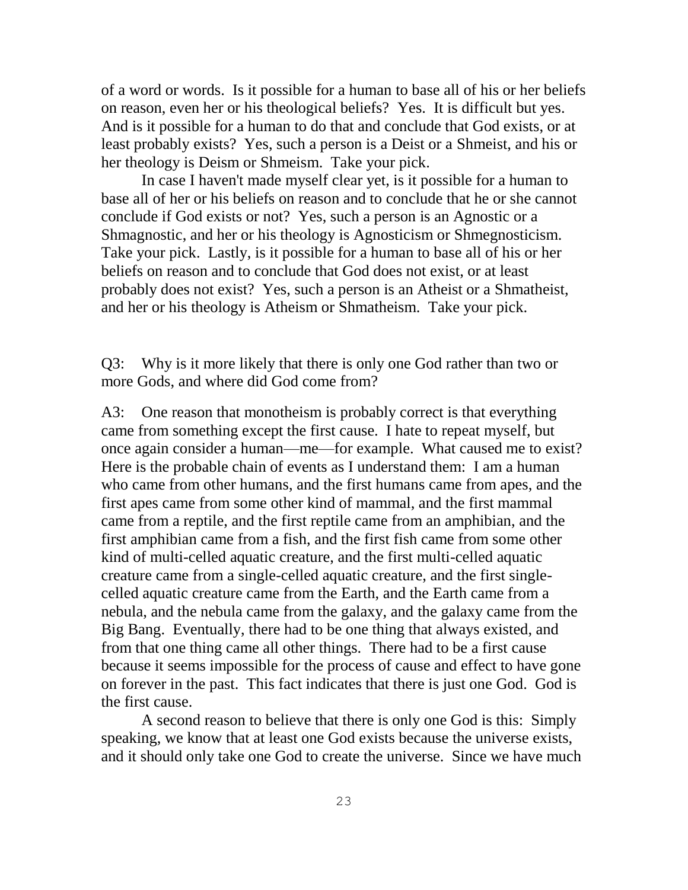of a word or words. Is it possible for a human to base all of his or her beliefs on reason, even her or his theological beliefs? Yes. It is difficult but yes. And is it possible for a human to do that and conclude that God exists, or at least probably exists? Yes, such a person is a Deist or a Shmeist, and his or her theology is Deism or Shmeism. Take your pick.

In case I haven't made myself clear yet, is it possible for a human to base all of her or his beliefs on reason and to conclude that he or she cannot conclude if God exists or not? Yes, such a person is an Agnostic or a Shmagnostic, and her or his theology is Agnosticism or Shmegnosticism. Take your pick. Lastly, is it possible for a human to base all of his or her beliefs on reason and to conclude that God does not exist, or at least probably does not exist? Yes, such a person is an Atheist or a Shmatheist, and her or his theology is Atheism or Shmatheism. Take your pick.

Q3: Why is it more likely that there is only one God rather than two or more Gods, and where did God come from?

A3: One reason that monotheism is probably correct is that everything came from something except the first cause. I hate to repeat myself, but once again consider a human—me—for example. What caused me to exist? Here is the probable chain of events as I understand them: I am a human who came from other humans, and the first humans came from apes, and the first apes came from some other kind of mammal, and the first mammal came from a reptile, and the first reptile came from an amphibian, and the first amphibian came from a fish, and the first fish came from some other kind of multi-celled aquatic creature, and the first multi-celled aquatic creature came from a single-celled aquatic creature, and the first single-celled aquatic creature came from the Earth, and the Earth came from a nebula, and the nebula came from the galaxy, and the galaxy came from the Big Bang. Eventually, there had to be one thing that always existed, and from that one thing came all other things. There had to be a first cause because it seems impossible for the process of cause and effect to have gone on forever in the past. This fact indicates that there is just one God. God is the first cause.

A second reason to believe that there is only one God is this: Simply speaking, we know that at least one God exists because the universe exists, and it should only take one God to create the universe. Since we have much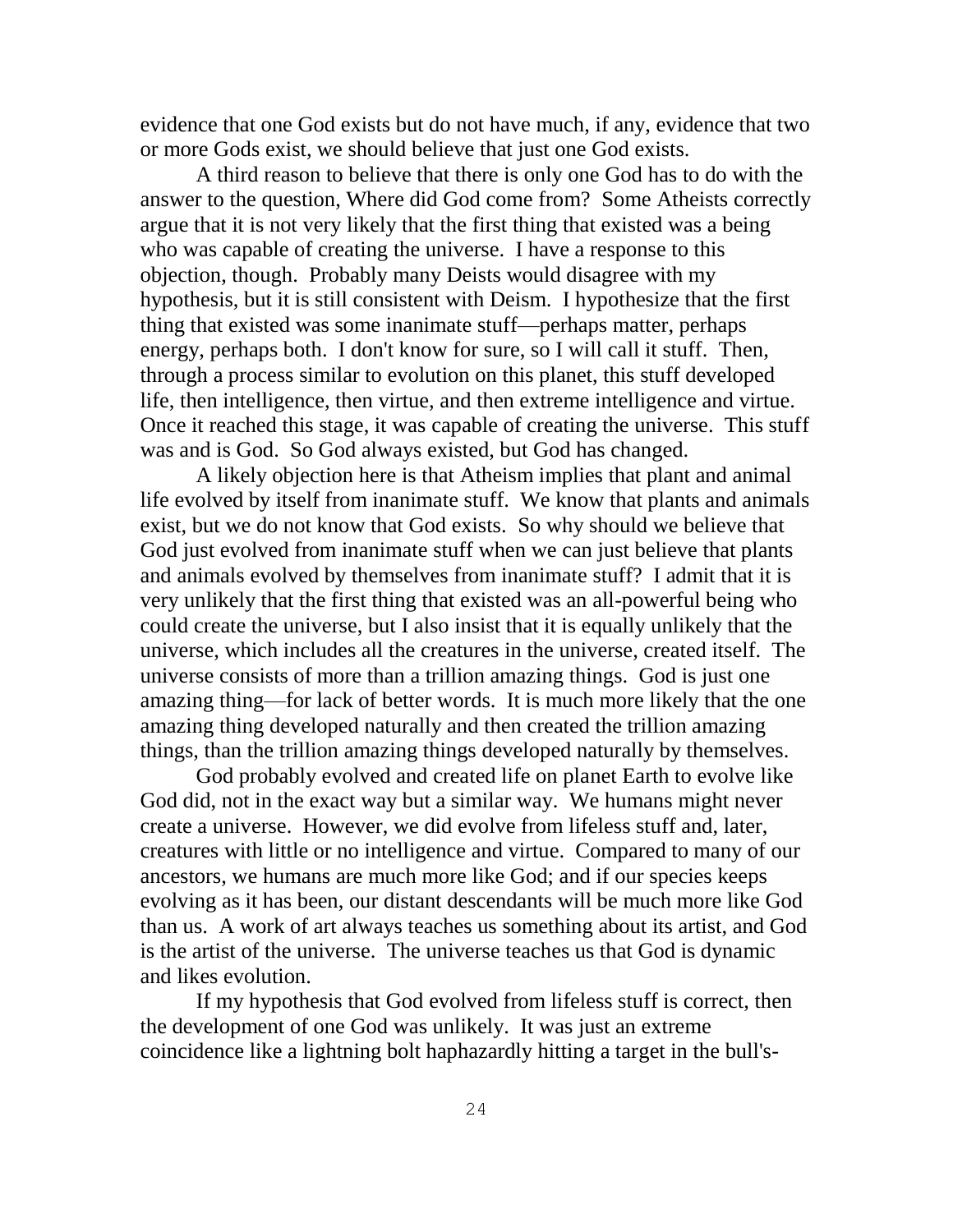evidence that one God exists but do not have much, if any, evidence that two or more Gods exist, we should believe that just one God exists.

A third reason to believe that there is only one God has to do with the answer to the question, Where did God come from? Some Atheists correctly argue that it is not very likely that the first thing that existed was a being who was capable of creating the universe. I have a response to this objection, though. Probably many Deists would disagree with my hypothesis, but it is still consistent with Deism. I hypothesize that the first thing that existed was some inanimate stuff—perhaps matter, perhaps energy, perhaps both. I don't know for sure, so I will call it stuff. Then, through a process similar to evolution on this planet, this stuff developed life, then intelligence, then virtue, and then extreme intelligence and virtue. Once it reached this stage, it was capable of creating the universe. This stuff was and is God. So God always existed, but God has changed.

A likely objection here is that Atheism implies that plant and animal life evolved by itself from inanimate stuff. We know that plants and animals exist, but we do not know that God exists. So why should we believe that God just evolved from inanimate stuff when we can just believe that plants and animals evolved by themselves from inanimate stuff? I admit that it is very unlikely that the first thing that existed was an all-powerful being who could create the universe, but I also insist that it is equally unlikely that the universe, which includes all the creatures in the universe, created itself. The universe consists of more than a trillion amazing things. God is just one amazing thing—for lack of better words. It is much more likely that the one amazing thing developed naturally and then created the trillion amazing things, than the trillion amazing things developed naturally by themselves.

God probably evolved and created life on planet Earth to evolve like God did, not in the exact way but a similar way. We humans might never create a universe. However, we did evolve from lifeless stuff and, later, creatures with little or no intelligence and virtue. Compared to many of our ancestors, we humans are much more like God; and if our species keeps evolving as it has been, our distant descendants will be much more like God than us. A work of art always teaches us something about its artist, and God is the artist of the universe. The universe teaches us that God is dynamic and likes evolution.

If my hypothesis that God evolved from lifeless stuff is correct, then the development of one God was unlikely. It was just an extreme coincidence like a lightning bolt haphazardly hitting a target in the bull's-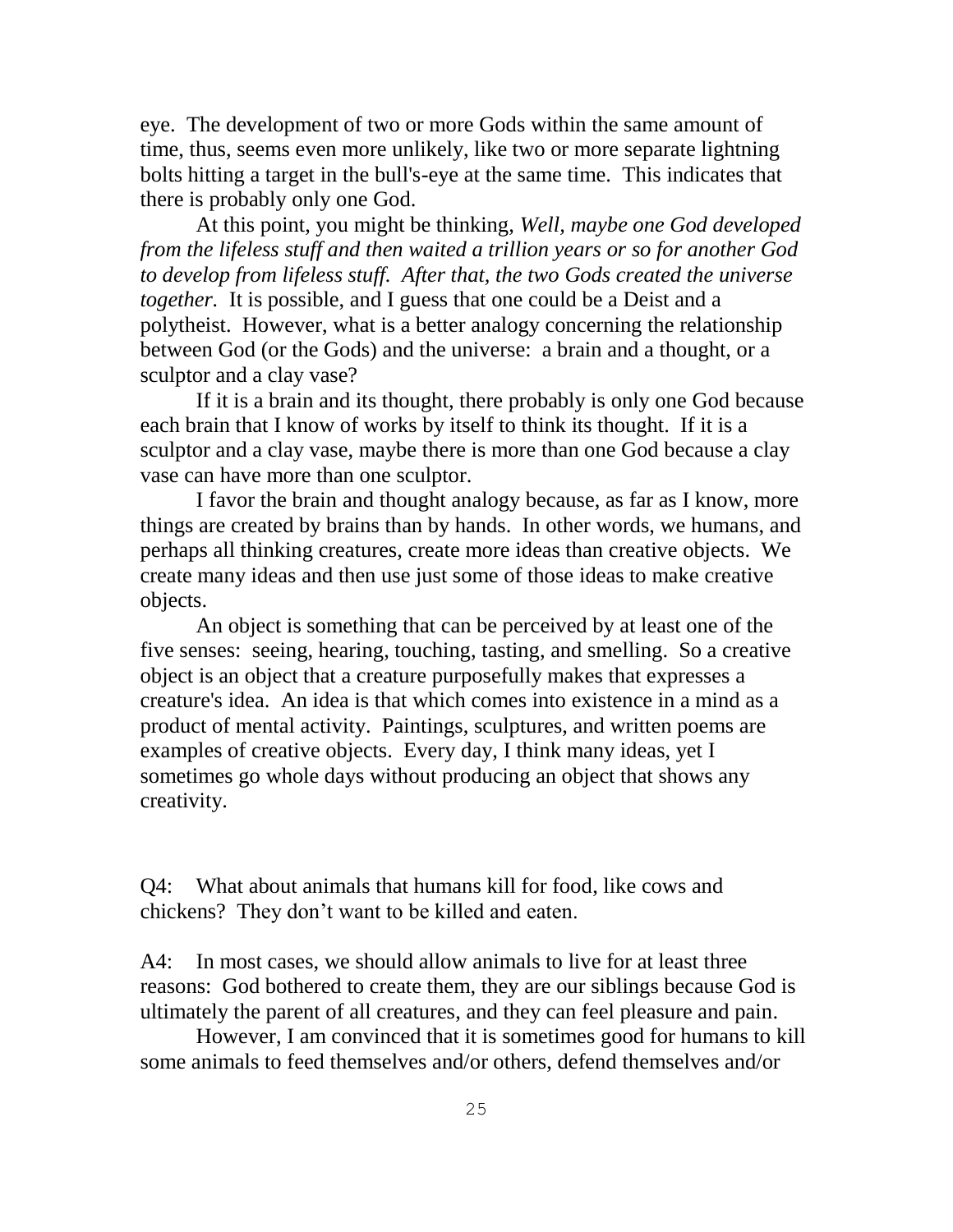eye. The development of two or more Gods within the same amount of time, thus, seems even more unlikely, like two or more separate lightning bolts hitting a target in the bull's-eye at the same time. This indicates that there is probably only one God.

At this point, you might be thinking, *Well, maybe one God developed from the lifeless stuff and then waited a trillion years or so for another God to develop from lifeless stuff. After that, the two Gods created the universe together.* It is possible, and I guess that one could be a Deist and a polytheist. However, what is a better analogy concerning the relationship between God (or the Gods) and the universe: a brain and a thought, or a sculptor and a clay vase?

If it is a brain and its thought, there probably is only one God because each brain that I know of works by itself to think its thought. If it is a sculptor and a clay vase, maybe there is more than one God because a clay vase can have more than one sculptor.

I favor the brain and thought analogy because, as far as I know, more things are created by brains than by hands. In other words, we humans, and perhaps all thinking creatures, create more ideas than creative objects. We create many ideas and then use just some of those ideas to make creative objects.

An object is something that can be perceived by at least one of the five senses: seeing, hearing, touching, tasting, and smelling. So a creative object is an object that a creature purposefully makes that expresses a creature's idea. An idea is that which comes into existence in a mind as a product of mental activity. Paintings, sculptures, and written poems are examples of creative objects. Every day, I think many ideas, yet I sometimes go whole days without producing an object that shows any creativity.

Q4: What about animals that humans kill for food, like cows and chickens? They don't want to be killed and eaten.

A4: In most cases, we should allow animals to live for at least three reasons: God bothered to create them, they are our siblings because God is ultimately the parent of all creatures, and they can feel pleasure and pain.

However, I am convinced that it is sometimes good for humans to kill some animals to feed themselves and/or others, defend themselves and/or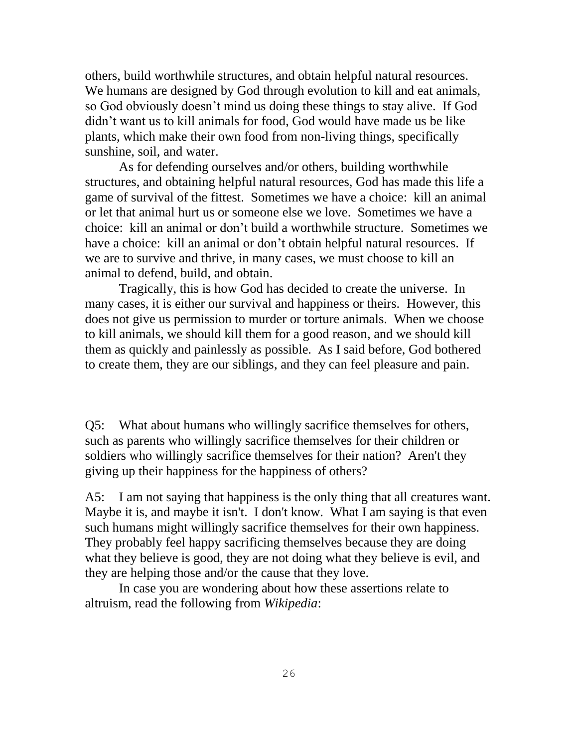others, build worthwhile structures, and obtain helpful natural resources. We humans are designed by God through evolution to kill and eat animals, so God obviously doesn't mind us doing these things to stay alive. If God didn't want us to kill animals for food, God would have made us be like plants, which make their own food from non-living things, specifically sunshine, soil, and water.

As for defending ourselves and/or others, building worthwhile structures, and obtaining helpful natural resources, God has made this life a game of survival of the fittest. Sometimes we have a choice: kill an animal or let that animal hurt us or someone else we love. Sometimes we have a choice: kill an animal or don't build a worthwhile structure. Sometimes we have a choice: kill an animal or don't obtain helpful natural resources. If we are to survive and thrive, in many cases, we must choose to kill an animal to defend, build, and obtain.

Tragically, this is how God has decided to create the universe. In many cases, it is either our survival and happiness or theirs. However, this does not give us permission to murder or torture animals. When we choose to kill animals, we should kill them for a good reason, and we should kill them as quickly and painlessly as possible. As I said before, God bothered to create them, they are our siblings, and they can feel pleasure and pain.

Q5: What about humans who willingly sacrifice themselves for others, such as parents who willingly sacrifice themselves for their children or soldiers who willingly sacrifice themselves for their nation? Aren't they giving up their happiness for the happiness of others?

A5: I am not saying that happiness is the only thing that all creatures want. Maybe it is, and maybe it isn't. I don't know. What I am saying is that even such humans might willingly sacrifice themselves for their own happiness. They probably feel happy sacrificing themselves because they are doing what they believe is good, they are not doing what they believe is evil, and they are helping those and/or the cause that they love.

In case you are wondering about how these assertions relate to altruism, read the following from *Wikipedia*: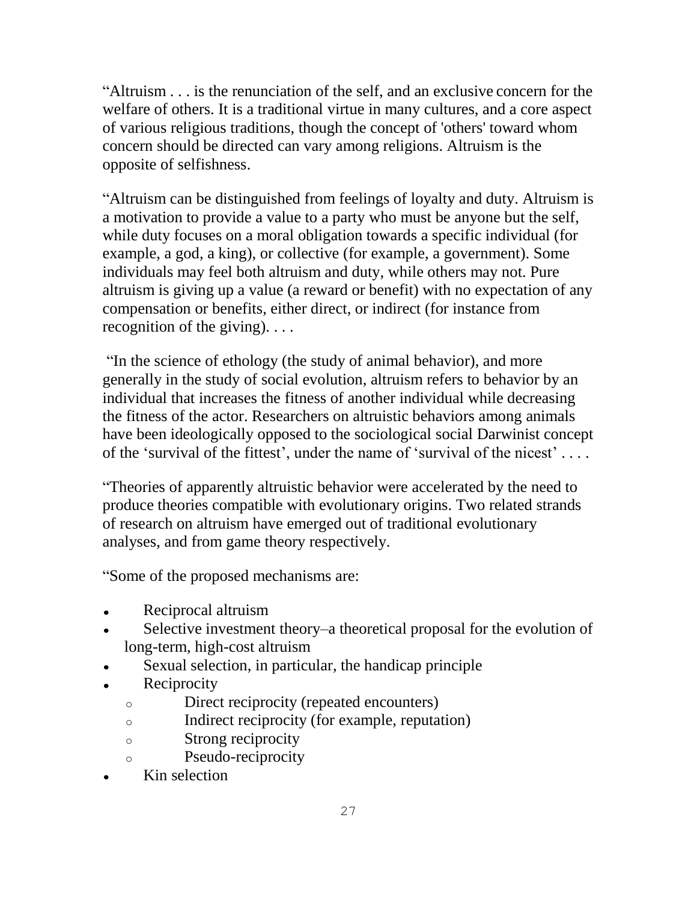"Altruism . . . is the renunciation of the self, and an exclusive concern for the welfare of others. It is a traditional virtue in many cultures, and a core aspect of various religious traditions, though the concept of 'others' toward whom concern should be directed can vary among religions. Altruism is the opposite of selfishness.

"Altruism can be distinguished from feelings of loyalty and duty. Altruism is a motivation to provide a value to a party who must be anyone but the self, while duty focuses on a moral obligation towards a specific individual (for example, a god, a king), or collective (for example, a government). Some individuals may feel both altruism and duty, while others may not. Pure altruism is giving up a value (a reward or benefit) with no expectation of any compensation or benefits, either direct, or indirect (for instance from recognition of the giving). . . .

"In the science of ethology (the study of animal behavior), and more generally in the study of social evolution, altruism refers to behavior by an individual that increases the fitness of another individual while decreasing the fitness of the actor. Researchers on altruistic behaviors among animals have been ideologically opposed to the sociological social Darwinist concept of the 'survival of the fittest', under the name of 'survival of the nicest' . . . .

"Theories of apparently altruistic behavior were accelerated by the need to produce theories compatible with evolutionary origins. Two related strands of research on altruism have emerged out of traditional evolutionary analyses, and from game theory respectively.

"Some of the proposed mechanisms are:

- Reciprocal altruism
- Selective investment theory–a theoretical proposal for the evolution of long-term, high-cost altruism
- Sexual selection, in particular, the handicap principle
- Reciprocity
    - Direct reciprocity (repeated encounters)
    - Indirect reciprocity (for example, reputation)
    - Strong reciprocity
    - Pseudo-reciprocity
- Kin selection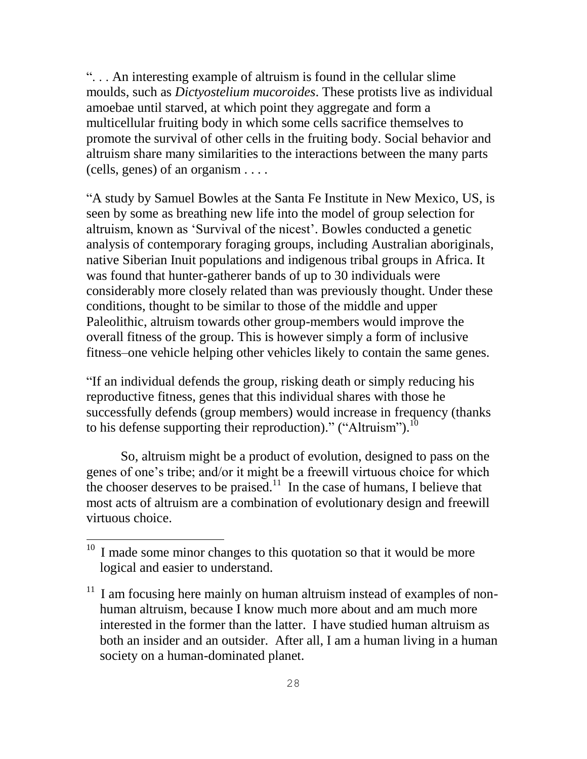“. . . An interesting example of altruism is found in the cellular slime moulds, such as *Dictyostelium mucoroides*. These protists live as individual amoebae until starved, at which point they aggregate and form a multicellular fruiting body in which some cells sacrifice themselves to promote the survival of other cells in the fruiting body. Social behavior and altruism share many similarities to the interactions between the many parts (cells, genes) of an organism . . . .

“A study by Samuel Bowles at the Santa Fe Institute in New Mexico, US, is seen by some as breathing new life into the model of group selection for altruism, known as ‘Survival of the nicest’. Bowles conducted a genetic analysis of contemporary foraging groups, including Australian aboriginals, native Siberian Inuit populations and indigenous tribal groups in Africa. It was found that hunter-gatherer bands of up to 30 individuals were considerably more closely related than was previously thought. Under these conditions, thought to be similar to those of the middle and upper Paleolithic, altruism towards other group-members would improve the overall fitness of the group. This is however simply a form of inclusive fitness–one vehicle helping other vehicles likely to contain the same genes.

“If an individual defends the group, risking death or simply reducing his reproductive fitness, genes that this individual shares with those he successfully defends (group members) would increase in frequency (thanks to his defense supporting their reproduction).” (“Altruism”).[10]

So, altruism might be a product of evolution, designed to pass on the genes of one’s tribe; and/or it might be a freewill virtuous choice for which the chooser deserves to be praised.[11] In the case of humans, I believe that most acts of altruism are a combination of evolutionary design and freewill virtuous choice.

---

[10] I made some minor changes to this quotation so that it would be more logical and easier to understand.

[11] I am focusing here mainly on human altruism instead of examples of non-human altruism, because I know much more about and am much more interested in the former than the latter. I have studied human altruism as both an insider and an outsider. After all, I am a human living in a human society on a human-dominated planet.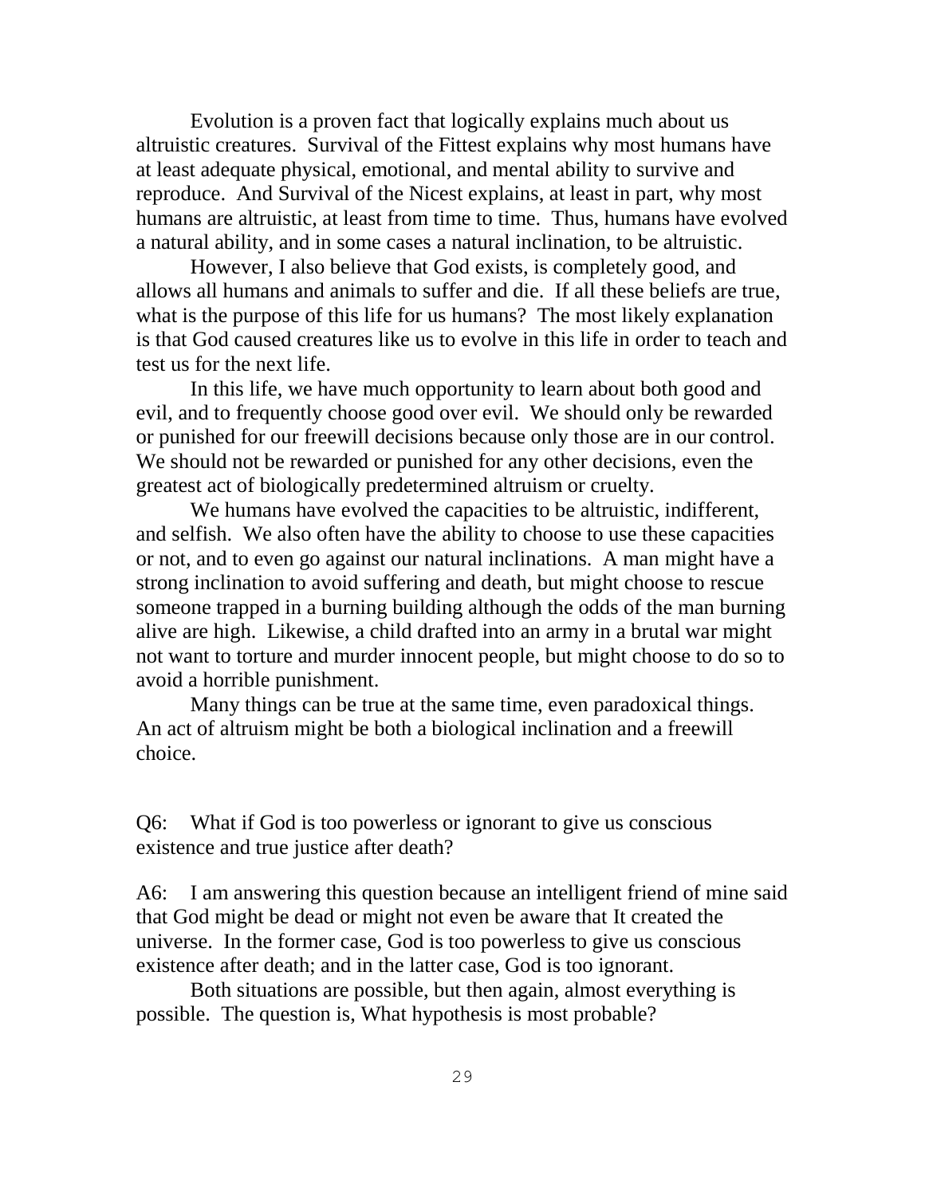Evolution is a proven fact that logically explains much about us altruistic creatures. Survival of the Fittest explains why most humans have at least adequate physical, emotional, and mental ability to survive and reproduce. And Survival of the Nicest explains, at least in part, why most humans are altruistic, at least from time to time. Thus, humans have evolved a natural ability, and in some cases a natural inclination, to be altruistic.

However, I also believe that God exists, is completely good, and allows all humans and animals to suffer and die. If all these beliefs are true, what is the purpose of this life for us humans? The most likely explanation is that God caused creatures like us to evolve in this life in order to teach and test us for the next life.

In this life, we have much opportunity to learn about both good and evil, and to frequently choose good over evil. We should only be rewarded or punished for our freewill decisions because only those are in our control. We should not be rewarded or punished for any other decisions, even the greatest act of biologically predetermined altruism or cruelty.

We humans have evolved the capacities to be altruistic, indifferent, and selfish. We also often have the ability to choose to use these capacities or not, and to even go against our natural inclinations. A man might have a strong inclination to avoid suffering and death, but might choose to rescue someone trapped in a burning building although the odds of the man burning alive are high. Likewise, a child drafted into an army in a brutal war might not want to torture and murder innocent people, but might choose to do so to avoid a horrible punishment.

Many things can be true at the same time, even paradoxical things. An act of altruism might be both a biological inclination and a freewill choice.

Q6: What if God is too powerless or ignorant to give us conscious existence and true justice after death?

A6: I am answering this question because an intelligent friend of mine said that God might be dead or might not even be aware that It created the universe. In the former case, God is too powerless to give us conscious existence after death; and in the latter case, God is too ignorant.

Both situations are possible, but then again, almost everything is possible. The question is, What hypothesis is most probable?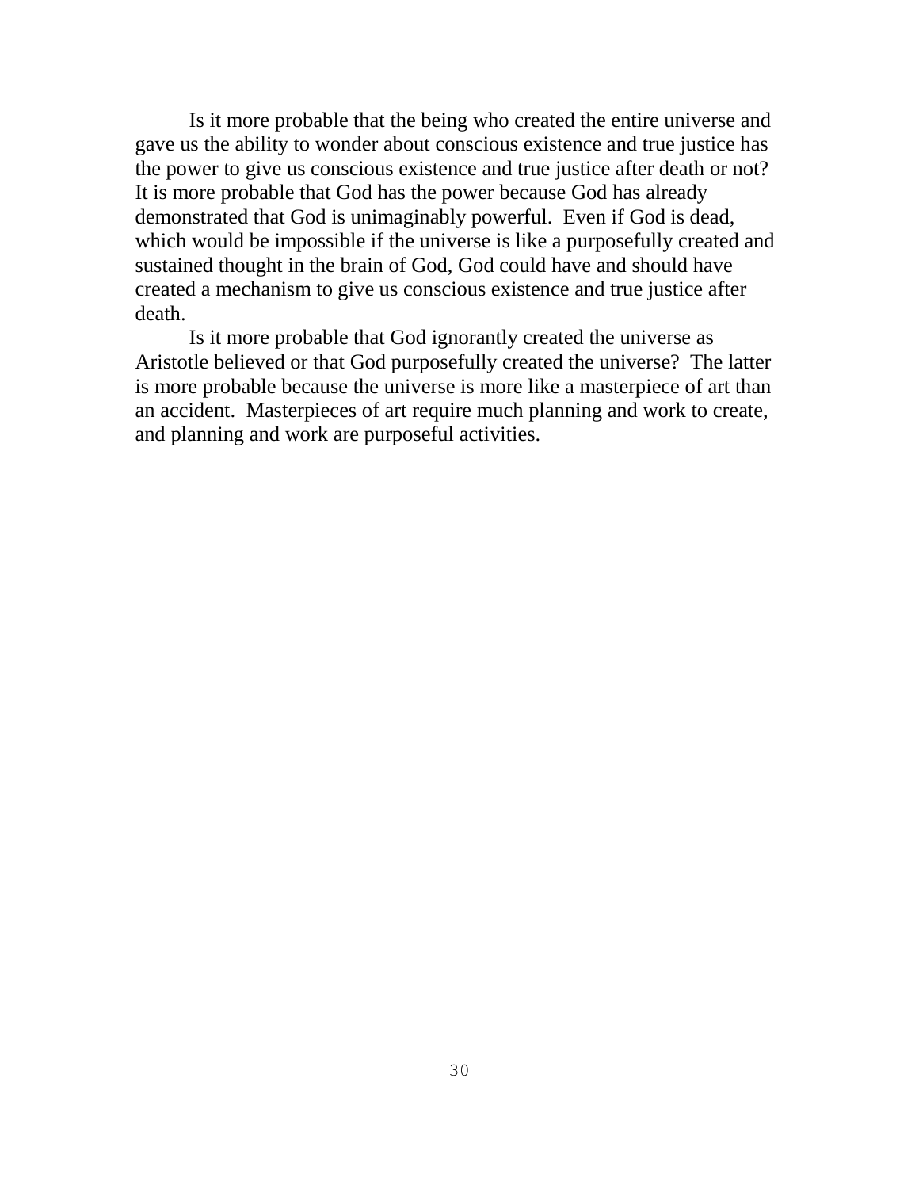Is it more probable that the being who created the entire universe and gave us the ability to wonder about conscious existence and true justice has the power to give us conscious existence and true justice after death or not? It is more probable that God has the power because God has already demonstrated that God is unimaginably powerful. Even if God is dead, which would be impossible if the universe is like a purposefully created and sustained thought in the brain of God, God could have and should have created a mechanism to give us conscious existence and true justice after death.

Is it more probable that God ignorantly created the universe as Aristotle believed or that God purposefully created the universe? The latter is more probable because the universe is more like a masterpiece of art than an accident. Masterpieces of art require much planning and work to create, and planning and work are purposeful activities.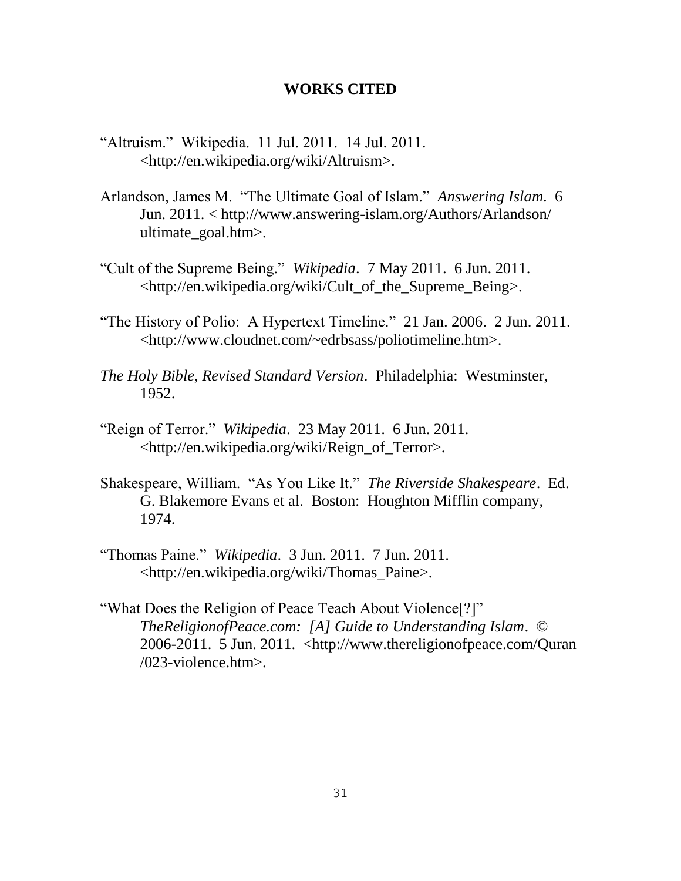# WORKS CITED

"Altruism." Wikipedia. 11 Jul. 2011. 14 Jul. 2011. <http://en.wikipedia.org/wiki/Altruism>.

Arlandson, James M. "The Ultimate Goal of Islam." *Answering Islam*. 6 Jun. 2011. < http://www.answering-islam.org/Authors/Arlandson/ ultimate_goal.htm>.

"Cult of the Supreme Being." *Wikipedia*. 7 May 2011. 6 Jun. 2011. <http://en.wikipedia.org/wiki/Cult_of_the_Supreme_Being>.

"The History of Polio: A Hypertext Timeline." 21 Jan. 2006. 2 Jun. 2011. <http://www.cloudnet.com/~edrbsass/poliotimeline.htm>.

*The Holy Bible, Revised Standard Version*. Philadelphia: Westminster, 1952.

"Reign of Terror." *Wikipedia*. 23 May 2011. 6 Jun. 2011. <http://en.wikipedia.org/wiki/Reign_of_Terror>.

Shakespeare, William. "As You Like It." *The Riverside Shakespeare*. Ed. G. Blakemore Evans et al. Boston: Houghton Mifflin company, 1974.

"Thomas Paine." *Wikipedia*. 3 Jun. 2011. 7 Jun. 2011. <http://en.wikipedia.org/wiki/Thomas_Paine>.

"What Does the Religion of Peace Teach About Violence[?]" *TheReligionofPeace.com: [A] Guide to Understanding Islam*. © 2006-2011. 5 Jun. 2011. <http://www.thereligionofpeace.com/Quran /023-violence.htm>.